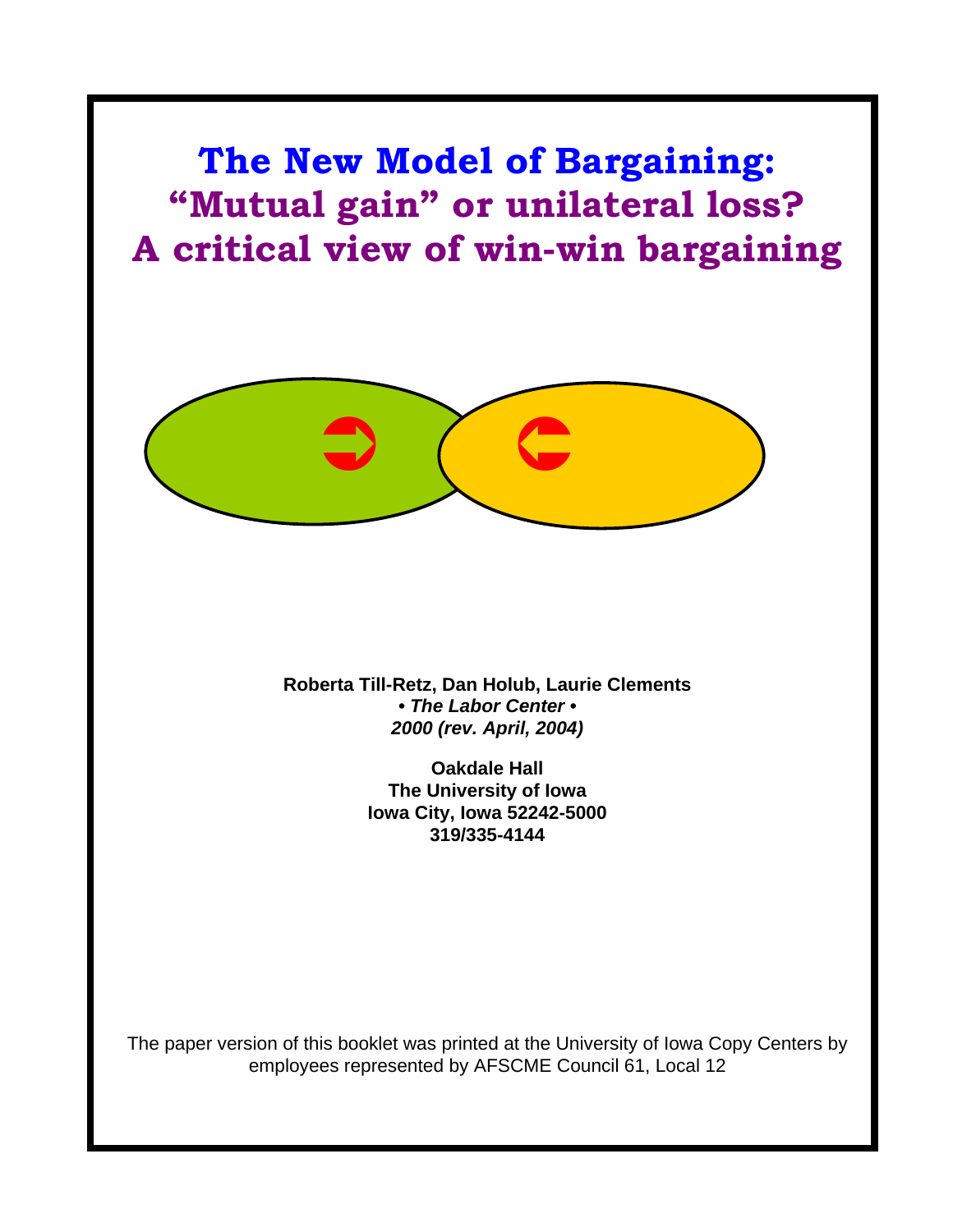# The New Model of Bargaining:
# "Mutual gain" or unilateral loss?
# A critical view of win-win bargaining

**Roberta Till-Retz, Dan Holub, Laurie Clements**
***• The Labor Center •***
***2000 (rev. April, 2004)***

**Oakdale Hall**
**The University of Iowa**
**Iowa City, Iowa 52242-5000**
**319/335-4144**

The paper version of this booklet was printed at the University of Iowa Copy Centers by employees represented by AFSCME Council 61, Local 12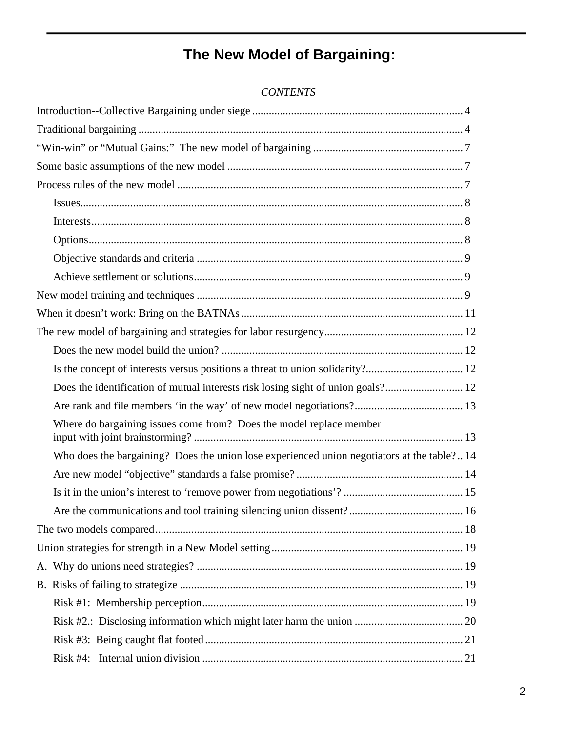# The New Model of Bargaining:

*CONTENTS*

Introduction--Collective Bargaining under siege ........................................................................... 4

Traditional bargaining .................................................................................................................... 4

"Win-win" or "Mutual Gains:" The new model of bargaining ...................................................... 7

Some basic assumptions of the new model .................................................................................... 7

Process rules of the new model ...................................................................................................... 7

- Issues......................................................................................................................................... 8
- Interests..................................................................................................................................... 8
- Options...................................................................................................................................... 8
- Objective standards and criteria ............................................................................................... 9
- Achieve settlement or solutions................................................................................................ 9

New model training and techniques ............................................................................................... 9

When it doesn't work: Bring on the BATNAs............................................................................... 11

The new model of bargaining and strategies for labor resurgency................................................. 12

- Does the new model build the union? ...................................................................................... 12
- Is the concept of interests <u>versus</u> positions a threat to union solidarity?................................... 12
- Does the identification of mutual interests risk losing sight of union goals?............................ 12
- Are rank and file members 'in the way' of new model negotiations?....................................... 13
- Where do bargaining issues come from? Does the model replace member input with joint brainstorming? ................................................................................................ 13
- Who does the bargaining? Does the union lose experienced union negotiators at the table? .. 14
- Are new model "objective" standards a false promise? ........................................................... 14
- Is it in the union's interest to 'remove power from negotiations'? ........................................... 15
- Are the communications and tool training silencing union dissent?......................................... 16

The two models compared.............................................................................................................. 18

Union strategies for strength in a New Model setting.................................................................... 19

A. Why do unions need strategies? ............................................................................................... 19

B. Risks of failing to strategize ..................................................................................................... 19

- Risk #1: Membership perception............................................................................................. 19
- Risk #2.: Disclosing information which might later harm the union ....................................... 20
- Risk #3: Being caught flat footed............................................................................................ 21
- Risk #4: Internal union division ............................................................................................. 21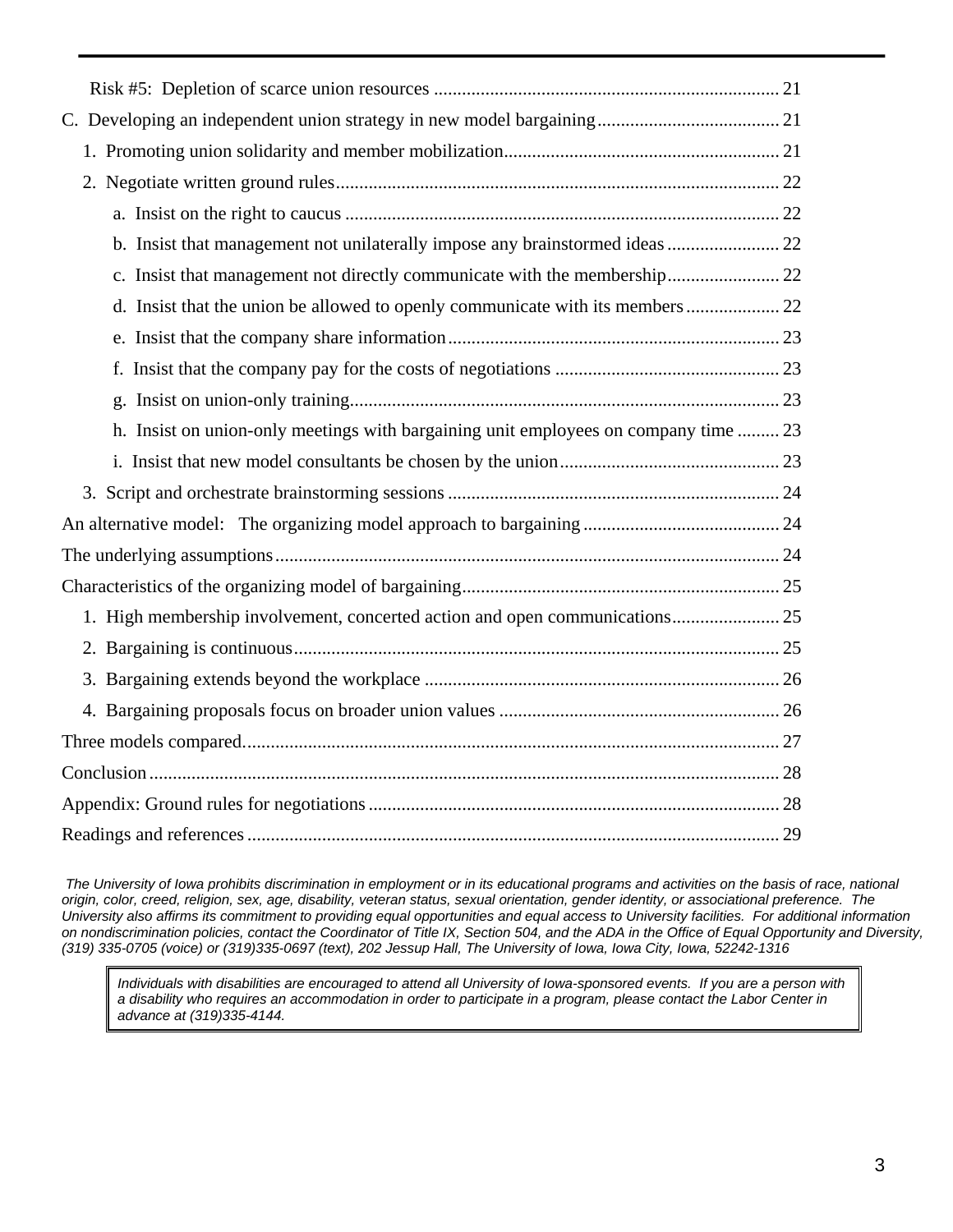Risk #5: Depletion of scarce union resources ........................................................................... 21

C. Developing an independent union strategy in new model bargaining....................................... 21

1. Promoting union solidarity and member mobilization........................................................... 21

2. Negotiate written ground rules............................................................................................... 22

a. Insist on the right to caucus ............................................................................................. 22

b. Insist that management not unilaterally impose any brainstormed ideas ........................ 22

c. Insist that management not directly communicate with the membership........................ 22

d. Insist that the union be allowed to openly communicate with its members .................... 22

e. Insist that the company share information....................................................................... 23

f. Insist that the company pay for the costs of negotiations ................................................ 23

g. Insist on union-only training........................................................................................... 23

h. Insist on union-only meetings with bargaining unit employees on company time ......... 23

i. Insist that new model consultants be chosen by the union............................................... 23

3. Script and orchestrate brainstorming sessions ....................................................................... 24

An alternative model: The organizing model approach to bargaining .......................................... 24

The underlying assumptions............................................................................................................ 24

Characteristics of the organizing model of bargaining.................................................................... 25

1. High membership involvement, concerted action and open communications....................... 25

2. Bargaining is continuous........................................................................................................ 25

3. Bargaining extends beyond the workplace ............................................................................ 26

4. Bargaining proposals focus on broader union values ............................................................ 26

Three models compared................................................................................................................... 27

Conclusion....................................................................................................................................... 28

Appendix: Ground rules for negotiations........................................................................................ 28

Readings and references.................................................................................................................. 29

*The University of Iowa prohibits discrimination in employment or in its educational programs and activities on the basis of race, national origin, color, creed, religion, sex, age, disability, veteran status, sexual orientation, gender identity, or associational preference. The University also affirms its commitment to providing equal opportunities and equal access to University facilities. For additional information on nondiscrimination policies, contact the Coordinator of Title IX, Section 504, and the ADA in the Office of Equal Opportunity and Diversity, (319) 335-0705 (voice) or (319)335-0697 (text), 202 Jessup Hall, The University of Iowa, Iowa City, Iowa, 52242-1316*

*Individuals with disabilities are encouraged to attend all University of Iowa-sponsored events. If you are a person with a disability who requires an accommodation in order to participate in a program, please contact the Labor Center in advance at (319)335-4144.*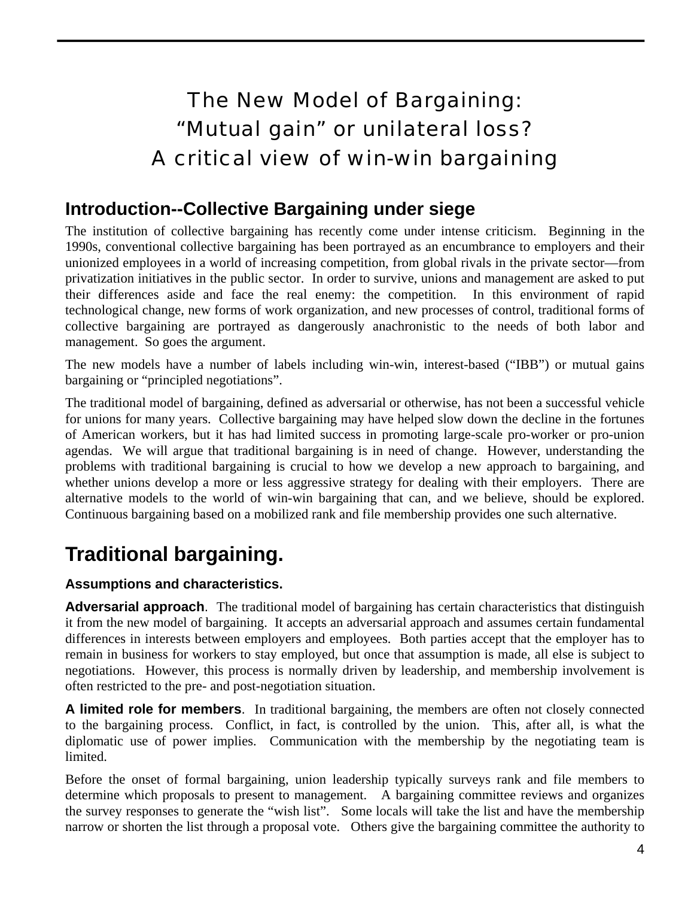# The New Model of Bargaining: "Mutual gain" or unilateral loss? A critical view of win-win bargaining

## Introduction--Collective Bargaining under siege

The institution of collective bargaining has recently come under intense criticism. Beginning in the 1990s, conventional collective bargaining has been portrayed as an encumbrance to employers and their unionized employees in a world of increasing competition, from global rivals in the private sector—from privatization initiatives in the public sector. In order to survive, unions and management are asked to put their differences aside and face the real enemy: the competition. In this environment of rapid technological change, new forms of work organization, and new processes of control, traditional forms of collective bargaining are portrayed as dangerously anachronistic to the needs of both labor and management. So goes the argument.

The new models have a number of labels including win-win, interest-based ("IBB") or mutual gains bargaining or "principled negotiations".

The traditional model of bargaining, defined as adversarial or otherwise, has not been a successful vehicle for unions for many years. Collective bargaining may have helped slow down the decline in the fortunes of American workers, but it has had limited success in promoting large-scale pro-worker or pro-union agendas. We will argue that traditional bargaining is in need of change. However, understanding the problems with traditional bargaining is crucial to how we develop a new approach to bargaining, and whether unions develop a more or less aggressive strategy for dealing with their employers. There are alternative models to the world of win-win bargaining that can, and we believe, should be explored. Continuous bargaining based on a mobilized rank and file membership provides one such alternative.

## Traditional bargaining.

### Assumptions and characteristics.

**Adversarial approach**. The traditional model of bargaining has certain characteristics that distinguish it from the new model of bargaining. It accepts an adversarial approach and assumes certain fundamental differences in interests between employers and employees. Both parties accept that the employer has to remain in business for workers to stay employed, but once that assumption is made, all else is subject to negotiations. However, this process is normally driven by leadership, and membership involvement is often restricted to the pre- and post-negotiation situation.

**A limited role for members**. In traditional bargaining, the members are often not closely connected to the bargaining process. Conflict, in fact, is controlled by the union. This, after all, is what the diplomatic use of power implies. Communication with the membership by the negotiating team is limited.

Before the onset of formal bargaining, union leadership typically surveys rank and file members to determine which proposals to present to management. A bargaining committee reviews and organizes the survey responses to generate the "wish list". Some locals will take the list and have the membership narrow or shorten the list through a proposal vote. Others give the bargaining committee the authority to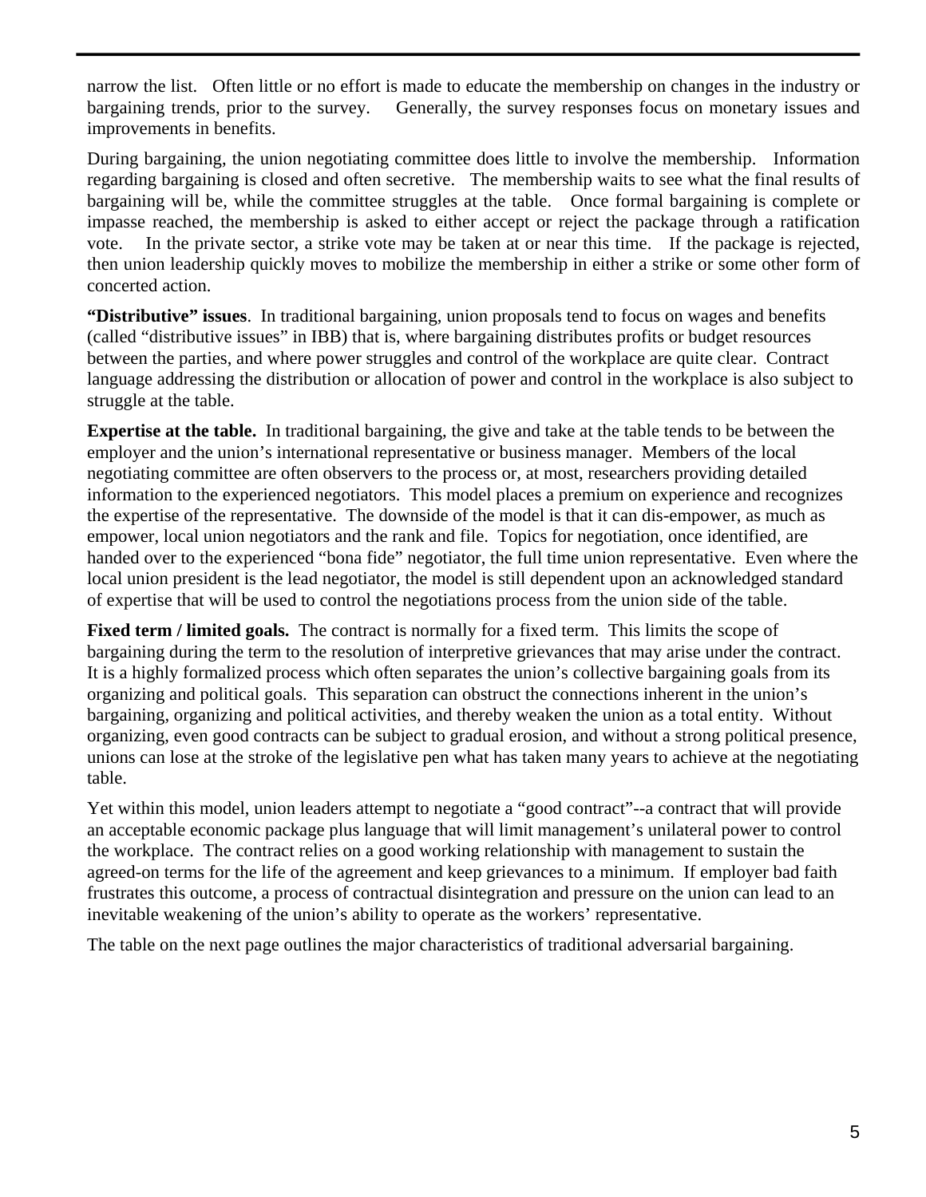narrow the list. Often little or no effort is made to educate the membership on changes in the industry or bargaining trends, prior to the survey. Generally, the survey responses focus on monetary issues and improvements in benefits.

During bargaining, the union negotiating committee does little to involve the membership. Information regarding bargaining is closed and often secretive. The membership waits to see what the final results of bargaining will be, while the committee struggles at the table. Once formal bargaining is complete or impasse reached, the membership is asked to either accept or reject the package through a ratification vote. In the private sector, a strike vote may be taken at or near this time. If the package is rejected, then union leadership quickly moves to mobilize the membership in either a strike or some other form of concerted action.

**"Distributive" issues**. In traditional bargaining, union proposals tend to focus on wages and benefits (called "distributive issues" in IBB) that is, where bargaining distributes profits or budget resources between the parties, and where power struggles and control of the workplace are quite clear. Contract language addressing the distribution or allocation of power and control in the workplace is also subject to struggle at the table.

**Expertise at the table.** In traditional bargaining, the give and take at the table tends to be between the employer and the union's international representative or business manager. Members of the local negotiating committee are often observers to the process or, at most, researchers providing detailed information to the experienced negotiators. This model places a premium on experience and recognizes the expertise of the representative. The downside of the model is that it can dis-empower, as much as empower, local union negotiators and the rank and file. Topics for negotiation, once identified, are handed over to the experienced "bona fide" negotiator, the full time union representative. Even where the local union president is the lead negotiator, the model is still dependent upon an acknowledged standard of expertise that will be used to control the negotiations process from the union side of the table.

**Fixed term / limited goals.** The contract is normally for a fixed term. This limits the scope of bargaining during the term to the resolution of interpretive grievances that may arise under the contract. It is a highly formalized process which often separates the union's collective bargaining goals from its organizing and political goals. This separation can obstruct the connections inherent in the union's bargaining, organizing and political activities, and thereby weaken the union as a total entity. Without organizing, even good contracts can be subject to gradual erosion, and without a strong political presence, unions can lose at the stroke of the legislative pen what has taken many years to achieve at the negotiating table.

Yet within this model, union leaders attempt to negotiate a "good contract"--a contract that will provide an acceptable economic package plus language that will limit management's unilateral power to control the workplace. The contract relies on a good working relationship with management to sustain the agreed-on terms for the life of the agreement and keep grievances to a minimum. If employer bad faith frustrates this outcome, a process of contractual disintegration and pressure on the union can lead to an inevitable weakening of the union's ability to operate as the workers' representative.

The table on the next page outlines the major characteristics of traditional adversarial bargaining.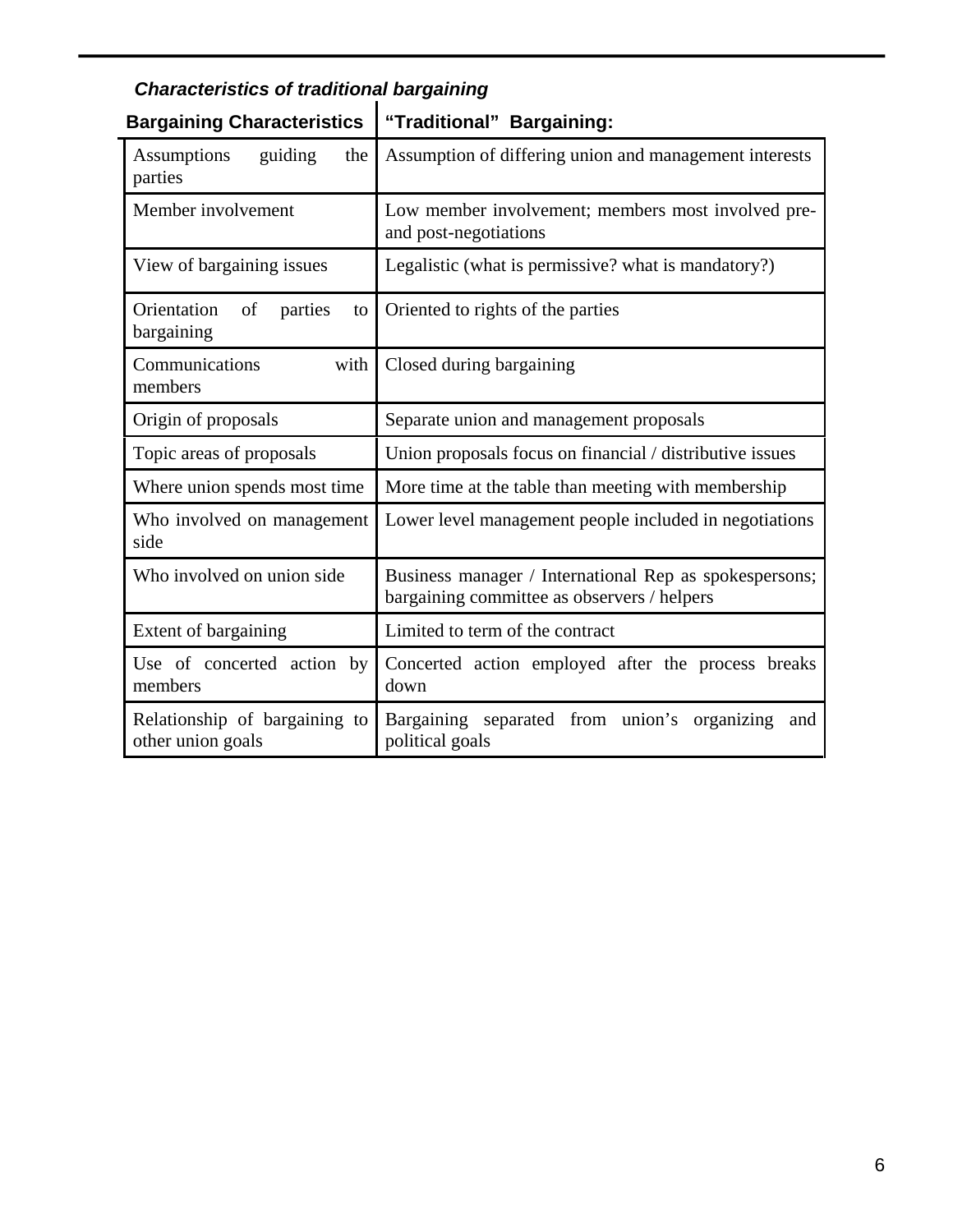***Characteristics of traditional bargaining***

| Bargaining Characteristics | "Traditional" Bargaining: |
|---|---|
| Assumptions guiding the parties | Assumption of differing union and management interests |
| Member involvement | Low member involvement; members most involved pre- and post-negotiations |
| View of bargaining issues | Legalistic (what is permissive? what is mandatory?) |
| Orientation of parties to bargaining | Oriented to rights of the parties |
| Communications with members | Closed during bargaining |
| Origin of proposals | Separate union and management proposals |
| Topic areas of proposals | Union proposals focus on financial / distributive issues |
| Where union spends most time | More time at the table than meeting with membership |
| Who involved on management side | Lower level management people included in negotiations |
| Who involved on union side | Business manager / International Rep as spokespersons; bargaining committee as observers / helpers |
| Extent of bargaining | Limited to term of the contract |
| Use of concerted action by members | Concerted action employed after the process breaks down |
| Relationship of bargaining to other union goals | Bargaining separated from union's organizing and political goals |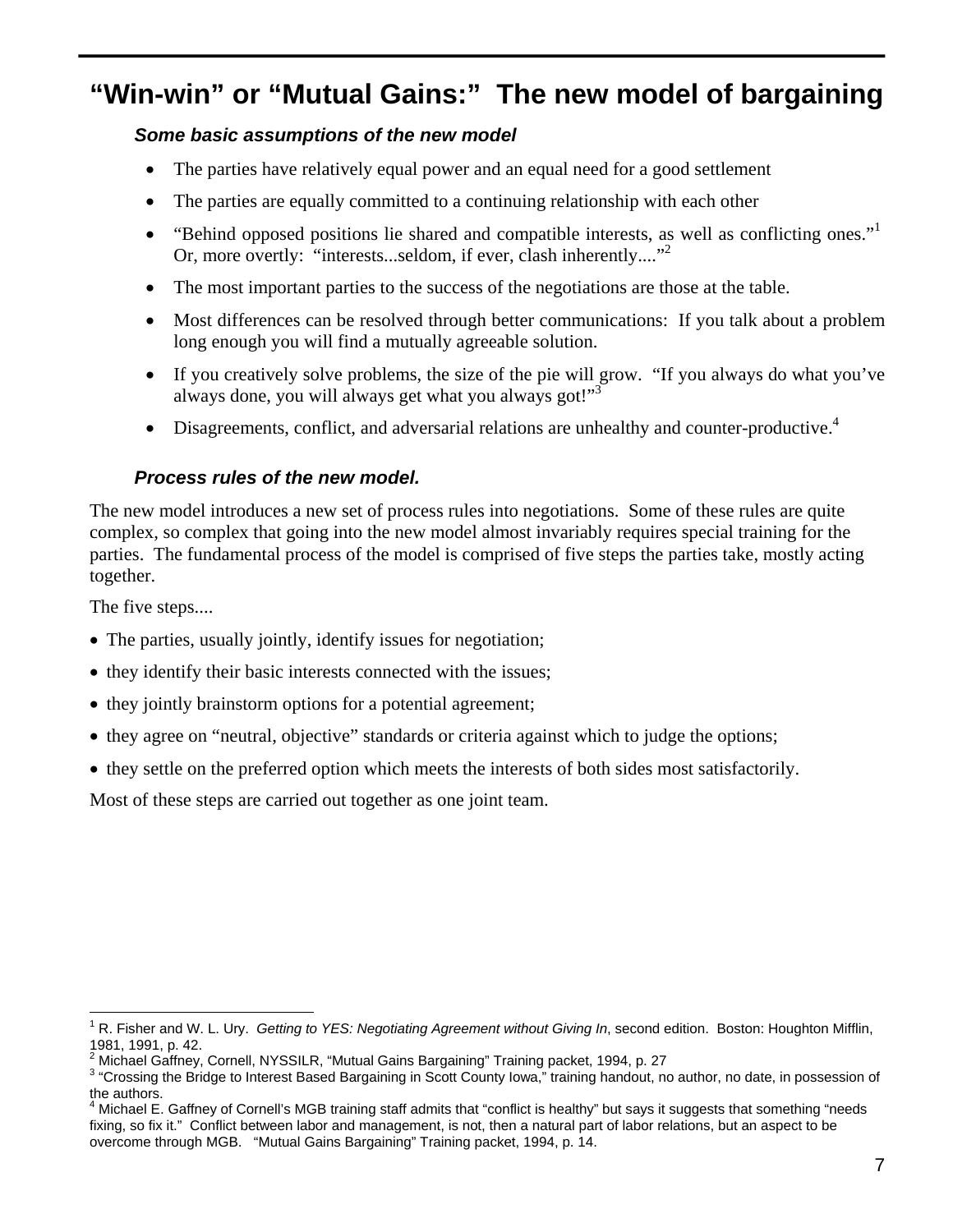## "Win-win" or "Mutual Gains:" The new model of bargaining

### *Some basic assumptions of the new model*

- The parties have relatively equal power and an equal need for a good settlement
- The parties are equally committed to a continuing relationship with each other
- "Behind opposed positions lie shared and compatible interests, as well as conflicting ones."[1] Or, more overtly: "interests...seldom, if ever, clash inherently...."[2]
- The most important parties to the success of the negotiations are those at the table.
- Most differences can be resolved through better communications: If you talk about a problem long enough you will find a mutually agreeable solution.
- If you creatively solve problems, the size of the pie will grow. "If you always do what you've always done, you will always get what you always got!"[3]
- Disagreements, conflict, and adversarial relations are unhealthy and counter-productive.[4]

### *Process rules of the new model.*

The new model introduces a new set of process rules into negotiations. Some of these rules are quite complex, so complex that going into the new model almost invariably requires special training for the parties. The fundamental process of the model is comprised of five steps the parties take, mostly acting together.

The five steps....

- The parties, usually jointly, identify issues for negotiation;
- they identify their basic interests connected with the issues;
- they jointly brainstorm options for a potential agreement;
- they agree on "neutral, objective" standards or criteria against which to judge the options;
- they settle on the preferred option which meets the interests of both sides most satisfactorily.

Most of these steps are carried out together as one joint team.

---

[1] R. Fisher and W. L. Ury. *Getting to YES: Negotiating Agreement without Giving In*, second edition. Boston: Houghton Mifflin, 1981, 1991, p. 42.

[2] Michael Gaffney, Cornell, NYSSILR, "Mutual Gains Bargaining" Training packet, 1994, p. 27

[3] "Crossing the Bridge to Interest Based Bargaining in Scott County Iowa," training handout, no author, no date, in possession of the authors.

[4] Michael E. Gaffney of Cornell's MGB training staff admits that "conflict is healthy" but says it suggests that something "needs fixing, so fix it." Conflict between labor and management, is not, then a natural part of labor relations, but an aspect to be overcome through MGB. "Mutual Gains Bargaining" Training packet, 1994, p. 14.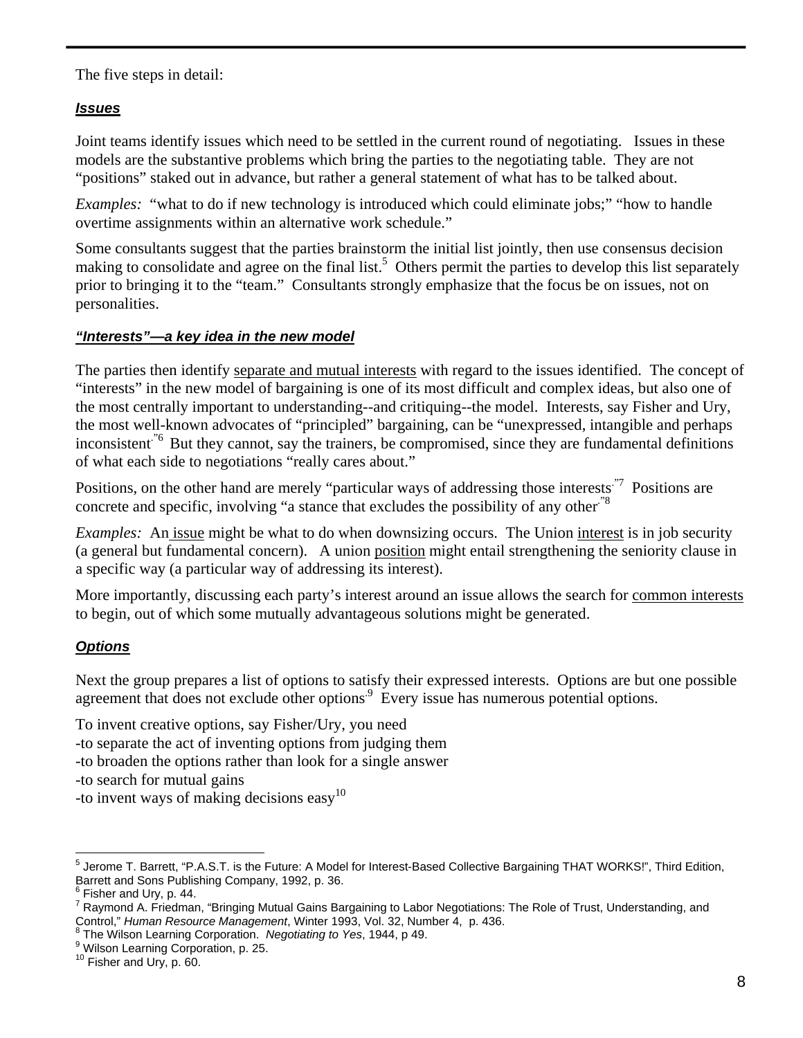The five steps in detail:

### ***Issues***

Joint teams identify issues which need to be settled in the current round of negotiating. Issues in these models are the substantive problems which bring the parties to the negotiating table. They are not "positions" staked out in advance, but rather a general statement of what has to be talked about.

*Examples:* "what to do if new technology is introduced which could eliminate jobs;" "how to handle overtime assignments within an alternative work schedule."

Some consultants suggest that the parties brainstorm the initial list jointly, then use consensus decision making to consolidate and agree on the final list.[5] Others permit the parties to develop this list separately prior to bringing it to the "team." Consultants strongly emphasize that the focus be on issues, not on personalities.

### ***"Interests"—a key idea in the new model***

The parties then identify separate and mutual interests with regard to the issues identified. The concept of "interests" in the new model of bargaining is one of its most difficult and complex ideas, but also one of the most centrally important to understanding--and critiquing--the model. Interests, say Fisher and Ury, the most well-known advocates of "principled" bargaining, can be "unexpressed, intangible and perhaps inconsistent."[6] But they cannot, say the trainers, be compromised, since they are fundamental definitions of what each side to negotiations "really cares about."

Positions, on the other hand are merely "particular ways of addressing those interests."[7] Positions are concrete and specific, involving "a stance that excludes the possibility of any other."[8]

*Examples:* An issue might be what to do when downsizing occurs. The Union interest is in job security (a general but fundamental concern). A union position might entail strengthening the seniority clause in a specific way (a particular way of addressing its interest).

More importantly, discussing each party's interest around an issue allows the search for common interests to begin, out of which some mutually advantageous solutions might be generated.

### ***Options***

Next the group prepares a list of options to satisfy their expressed interests. Options are but one possible agreement that does not exclude other options.[9] Every issue has numerous potential options.

To invent creative options, say Fisher/Ury, you need
-to separate the act of inventing options from judging them
-to broaden the options rather than look for a single answer
-to search for mutual gains
-to invent ways of making decisions easy[10]

---

[5] Jerome T. Barrett, "P.A.S.T. is the Future: A Model for Interest-Based Collective Bargaining THAT WORKS!", Third Edition, Barrett and Sons Publishing Company, 1992, p. 36.
[6] Fisher and Ury, p. 44.
[7] Raymond A. Friedman, "Bringing Mutual Gains Bargaining to Labor Negotiations: The Role of Trust, Understanding, and Control," *Human Resource Management*, Winter 1993, Vol. 32, Number 4, p. 436.
[8] The Wilson Learning Corporation. *Negotiating to Yes*, 1944, p 49.
[9] Wilson Learning Corporation, p. 25.
[10] Fisher and Ury, p. 60.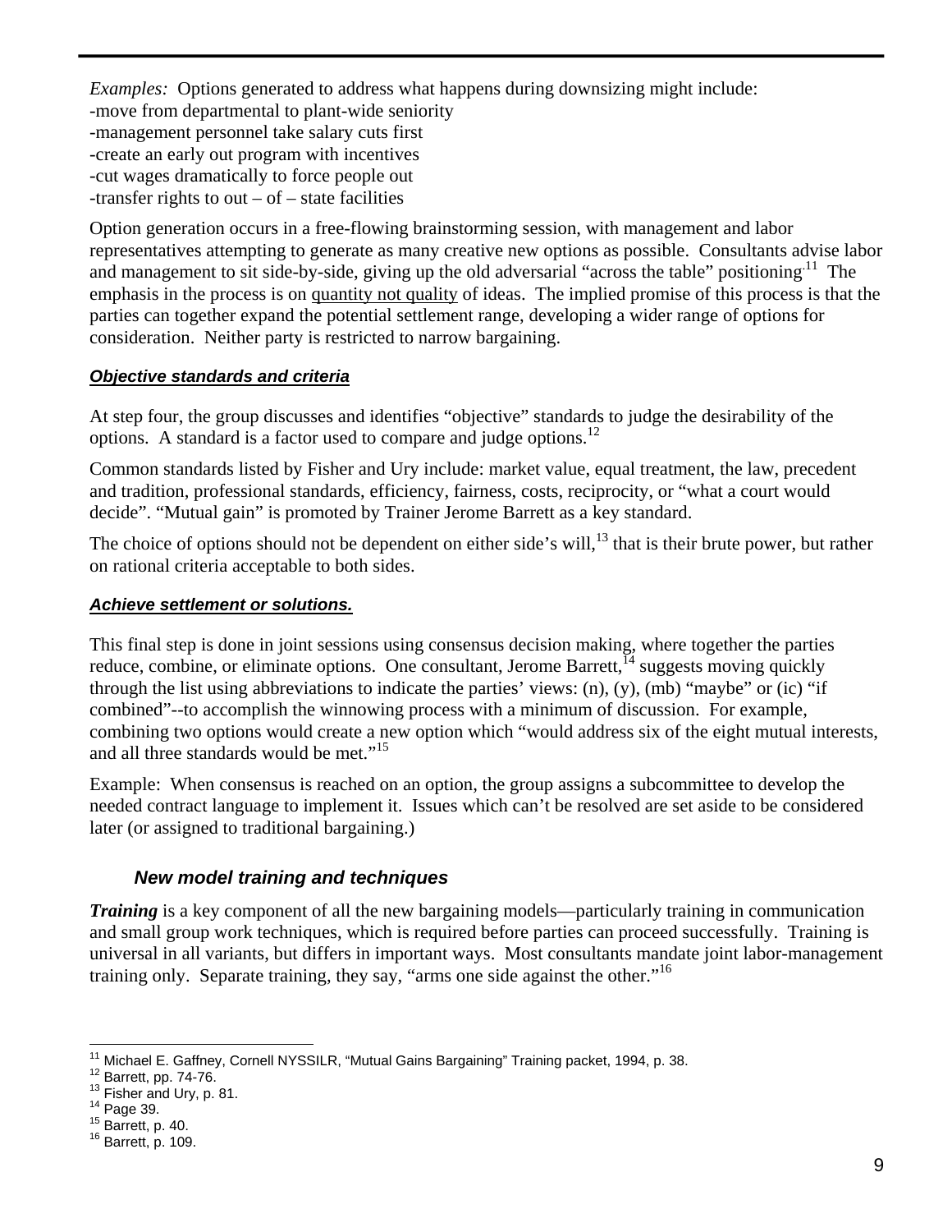*Examples:* Options generated to address what happens during downsizing might include:
-move from departmental to plant-wide seniority
-management personnel take salary cuts first
-create an early out program with incentives
-cut wages dramatically to force people out
-transfer rights to out – of – state facilities

Option generation occurs in a free-flowing brainstorming session, with management and labor representatives attempting to generate as many creative new options as possible. Consultants advise labor and management to sit side-by-side, giving up the old adversarial "across the table" positioning.[11] The emphasis in the process is on quantity not quality of ideas. The implied promise of this process is that the parties can together expand the potential settlement range, developing a wider range of options for consideration. Neither party is restricted to narrow bargaining.

#### ***Objective standards and criteria***

At step four, the group discusses and identifies "objective" standards to judge the desirability of the options. A standard is a factor used to compare and judge options.[12]

Common standards listed by Fisher and Ury include: market value, equal treatment, the law, precedent and tradition, professional standards, efficiency, fairness, costs, reciprocity, or "what a court would decide". "Mutual gain" is promoted by Trainer Jerome Barrett as a key standard.

The choice of options should not be dependent on either side's will,[13] that is their brute power, but rather on rational criteria acceptable to both sides.

#### ***Achieve settlement or solutions.***

This final step is done in joint sessions using consensus decision making, where together the parties reduce, combine, or eliminate options. One consultant, Jerome Barrett,[14] suggests moving quickly through the list using abbreviations to indicate the parties' views: (n), (y), (mb) "maybe" or (ic) "if combined"--to accomplish the winnowing process with a minimum of discussion. For example, combining two options would create a new option which "would address six of the eight mutual interests, and all three standards would be met."[15]

Example: When consensus is reached on an option, the group assigns a subcommittee to develop the needed contract language to implement it. Issues which can't be resolved are set aside to be considered later (or assigned to traditional bargaining.)

### ***New model training and techniques***

***Training*** is a key component of all the new bargaining models—particularly training in communication and small group work techniques, which is required before parties can proceed successfully. Training is universal in all variants, but differs in important ways. Most consultants mandate joint labor-management training only. Separate training, they say, "arms one side against the other."[16]

---

[11] Michael E. Gaffney, Cornell NYSSILR, "Mutual Gains Bargaining" Training packet, 1994, p. 38.
[12] Barrett, pp. 74-76.
[13] Fisher and Ury, p. 81.
[14] Page 39.
[15] Barrett, p. 40.
[16] Barrett, p. 109.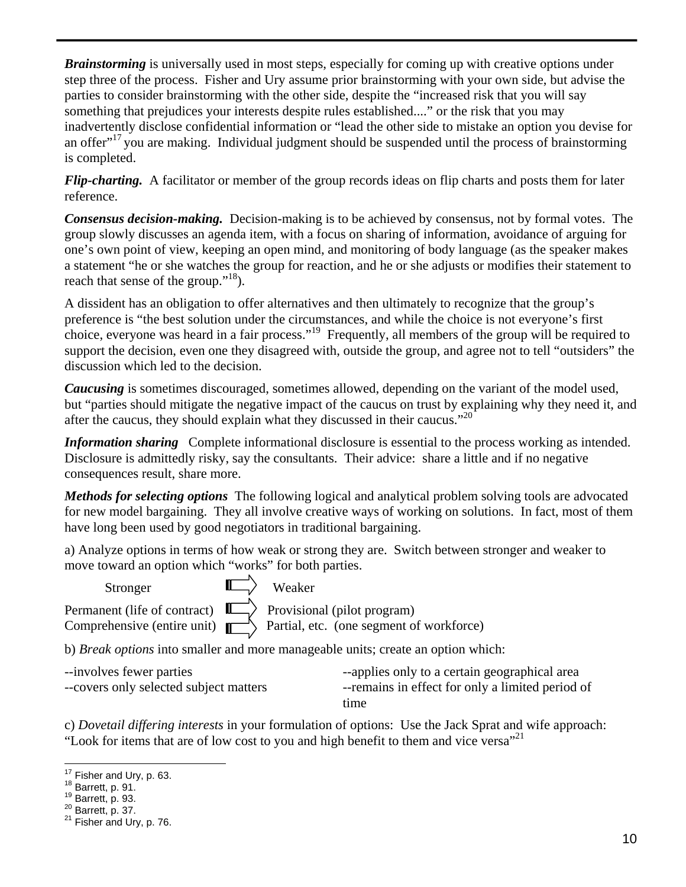***Brainstorming*** is universally used in most steps, especially for coming up with creative options under step three of the process. Fisher and Ury assume prior brainstorming with your own side, but advise the parties to consider brainstorming with the other side, despite the "increased risk that you will say something that prejudices your interests despite rules established...." or the risk that you may inadvertently disclose confidential information or "lead the other side to mistake an option you devise for an offer"[17] you are making. Individual judgment should be suspended until the process of brainstorming is completed.

***Flip-charting.*** A facilitator or member of the group records ideas on flip charts and posts them for later reference.

***Consensus decision-making.*** Decision-making is to be achieved by consensus, not by formal votes. The group slowly discusses an agenda item, with a focus on sharing of information, avoidance of arguing for one's own point of view, keeping an open mind, and monitoring of body language (as the speaker makes a statement "he or she watches the group for reaction, and he or she adjusts or modifies their statement to reach that sense of the group."[18]).

A dissident has an obligation to offer alternatives and then ultimately to recognize that the group's preference is "the best solution under the circumstances, and while the choice is not everyone's first choice, everyone was heard in a fair process."[19] Frequently, all members of the group will be required to support the decision, even one they disagreed with, outside the group, and agree not to tell "outsiders" the discussion which led to the decision.

***Caucusing*** is sometimes discouraged, sometimes allowed, depending on the variant of the model used, but "parties should mitigate the negative impact of the caucus on trust by explaining why they need it, and after the caucus, they should explain what they discussed in their caucus."[20]

***Information sharing*** Complete informational disclosure is essential to the process working as intended. Disclosure is admittedly risky, say the consultants. Their advice: share a little and if no negative consequences result, share more.

***Methods for selecting options*** The following logical and analytical problem solving tools are advocated for new model bargaining. They all involve creative ways of working on solutions. In fact, most of them have long been used by good negotiators in traditional bargaining.

a) Analyze options in terms of how weak or strong they are. Switch between stronger and weaker to move toward an option which "works" for both parties.

| Stronger | | Weaker |
|---|---|---|
| Permanent (life of contract) | ⇨ | Provisional (pilot program) |
| Comprehensive (entire unit) | ⇨ | Partial, etc. (one segment of workforce) |

b) *Break options* into smaller and more manageable units; create an option which:

- --involves fewer parties
- --covers only selected subject matters
- --applies only to a certain geographical area
- --remains in effect for only a limited period of time

c) *Dovetail differing interests* in your formulation of options: Use the Jack Sprat and wife approach: "Look for items that are of low cost to you and high benefit to them and vice versa"[21]

---

[17] Fisher and Ury, p. 63.
[18] Barrett, p. 91.
[19] Barrett, p. 93.
[20] Barrett, p. 37.
[21] Fisher and Ury, p. 76.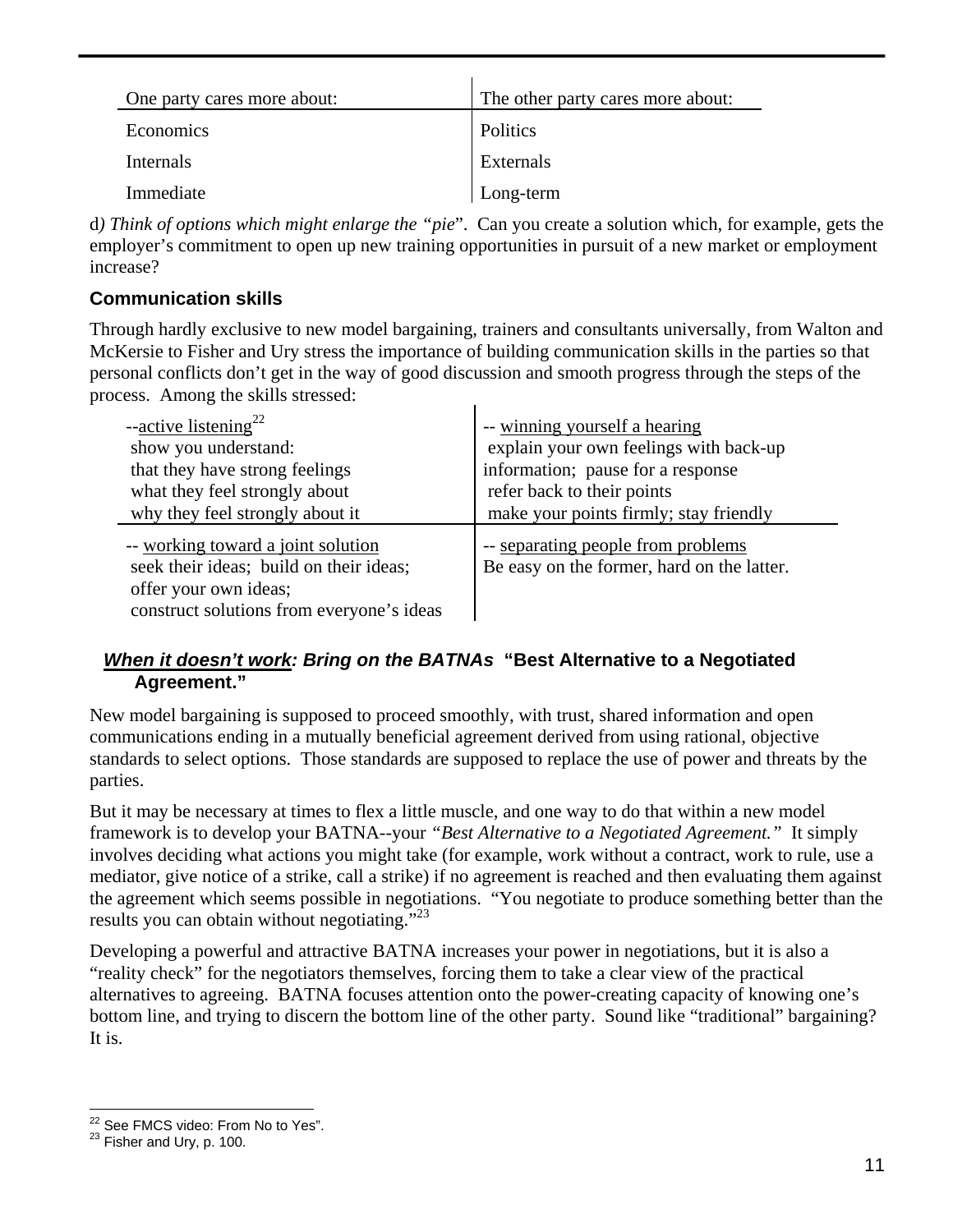| One party cares more about: | The other party cares more about: |
| --- | --- |
| Economics | Politics |
| Internals | Externals |
| Immediate | Long-term |

d*) Think of options which might enlarge the "pie*". Can you create a solution which, for example, gets the employer's commitment to open up new training opportunities in pursuit of a new market or employment increase?

### Communication skills

Through hardly exclusive to new model bargaining, trainers and consultants universally, from Walton and McKersie to Fisher and Ury stress the importance of building communication skills in the parties so that personal conflicts don't get in the way of good discussion and smooth progress through the steps of the process. Among the skills stressed:

| --<u>active listening</u>[22]<br>show you understand:<br>that they have strong feelings<br>what they feel strongly about<br>why they feel strongly about it | -- <u>winning yourself a hearing</u><br>explain your own feelings with back-up information; pause for a response<br>refer back to their points<br>make your points firmly; stay friendly |
| --- | --- |
| -- <u>working toward a joint solution</u><br>seek their ideas; build on their ideas;<br>offer your own ideas;<br>construct solutions from everyone's ideas | -- <u>separating people from problems</u><br>Be easy on the former, hard on the latter. |

### ***<u>When it doesn't work</u>: Bring on the BATNAs*** "Best Alternative to a Negotiated Agreement."

New model bargaining is supposed to proceed smoothly, with trust, shared information and open communications ending in a mutually beneficial agreement derived from using rational, objective standards to select options. Those standards are supposed to replace the use of power and threats by the parties.

But it may be necessary at times to flex a little muscle, and one way to do that within a new model framework is to develop your BATNA--your *"Best Alternative to a Negotiated Agreement."* It simply involves deciding what actions you might take (for example, work without a contract, work to rule, use a mediator, give notice of a strike, call a strike) if no agreement is reached and then evaluating them against the agreement which seems possible in negotiations. "You negotiate to produce something better than the results you can obtain without negotiating."[23]

Developing a powerful and attractive BATNA increases your power in negotiations, but it is also a "reality check" for the negotiators themselves, forcing them to take a clear view of the practical alternatives to agreeing. BATNA focuses attention onto the power-creating capacity of knowing one's bottom line, and trying to discern the bottom line of the other party. Sound like "traditional" bargaining? It is.

---

[22] See FMCS video: From No to Yes".
[23] Fisher and Ury, p. 100.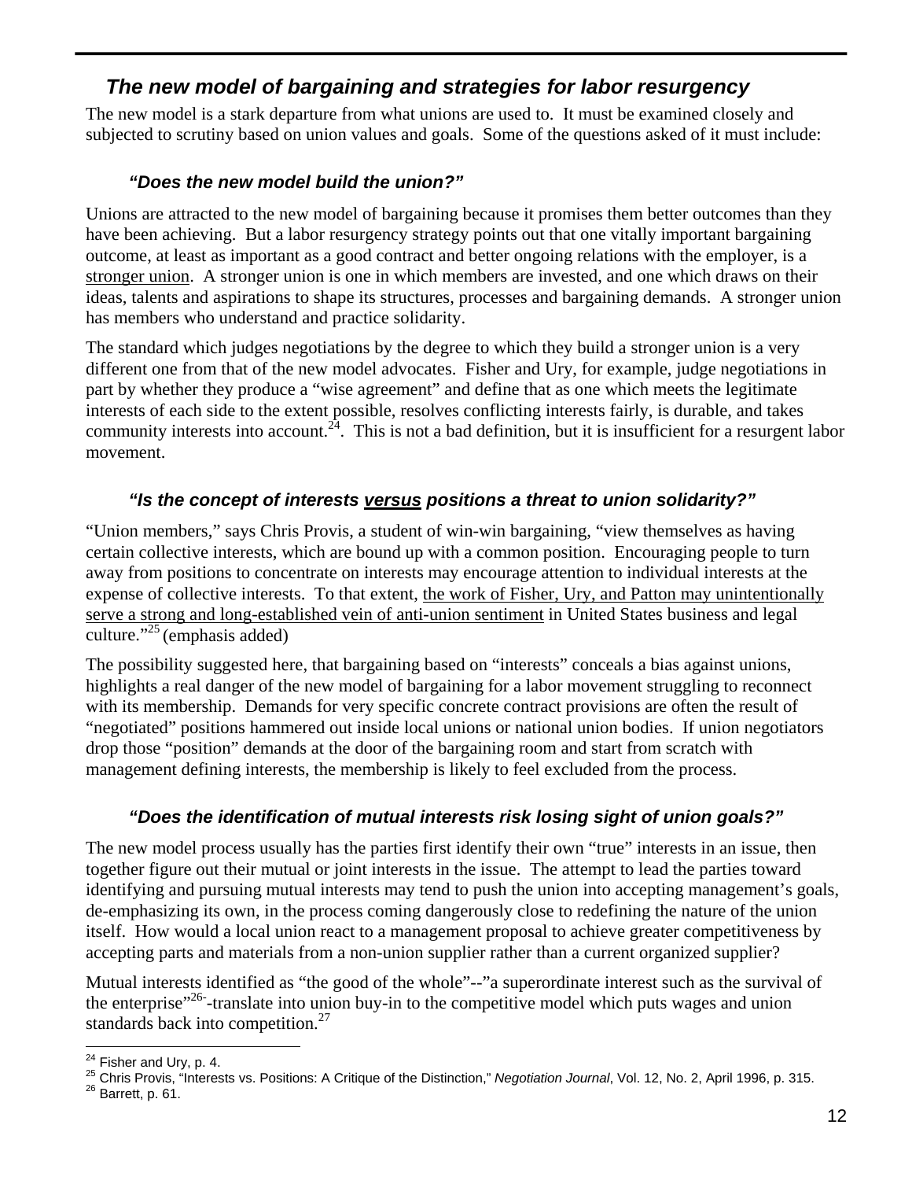## *The new model of bargaining and strategies for labor resurgency*

The new model is a stark departure from what unions are used to. It must be examined closely and subjected to scrutiny based on union values and goals. Some of the questions asked of it must include:

### *"Does the new model build the union?"*

Unions are attracted to the new model of bargaining because it promises them better outcomes than they have been achieving. But a labor resurgency strategy points out that one vitally important bargaining outcome, at least as important as a good contract and better ongoing relations with the employer, is a <u>stronger union</u>. A stronger union is one in which members are invested, and one which draws on their ideas, talents and aspirations to shape its structures, processes and bargaining demands. A stronger union has members who understand and practice solidarity.

The standard which judges negotiations by the degree to which they build a stronger union is a very different one from that of the new model advocates. Fisher and Ury, for example, judge negotiations in part by whether they produce a "wise agreement" and define that as one which meets the legitimate interests of each side to the extent possible, resolves conflicting interests fairly, is durable, and takes community interests into account.[24]. This is not a bad definition, but it is insufficient for a resurgent labor movement.

### *"Is the concept of interests <u>versus</u> positions a threat to union solidarity?"*

"Union members," says Chris Provis, a student of win-win bargaining, "view themselves as having certain collective interests, which are bound up with a common position. Encouraging people to turn away from positions to concentrate on interests may encourage attention to individual interests at the expense of collective interests. To that extent, <u>the work of Fisher, Ury, and Patton may unintentionally serve a strong and long-established vein of anti-union sentiment</u> in United States business and legal culture."[25] (emphasis added)

The possibility suggested here, that bargaining based on "interests" conceals a bias against unions, highlights a real danger of the new model of bargaining for a labor movement struggling to reconnect with its membership. Demands for very specific concrete contract provisions are often the result of "negotiated" positions hammered out inside local unions or national union bodies. If union negotiators drop those "position" demands at the door of the bargaining room and start from scratch with management defining interests, the membership is likely to feel excluded from the process.

### *"Does the identification of mutual interests risk losing sight of union goals?"*

The new model process usually has the parties first identify their own "true" interests in an issue, then together figure out their mutual or joint interests in the issue. The attempt to lead the parties toward identifying and pursuing mutual interests may tend to push the union into accepting management's goals, de-emphasizing its own, in the process coming dangerously close to redefining the nature of the union itself. How would a local union react to a management proposal to achieve greater competitiveness by accepting parts and materials from a non-union supplier rather than a current organized supplier?

Mutual interests identified as "the good of the whole"--"a superordinate interest such as the survival of the enterprise"[26]-translate into union buy-in to the competitive model which puts wages and union standards back into competition.[27]

---

[24] Fisher and Ury, p. 4.

[25] Chris Provis, "Interests vs. Positions: A Critique of the Distinction," *Negotiation Journal*, Vol. 12, No. 2, April 1996, p. 315.

[26] Barrett, p. 61.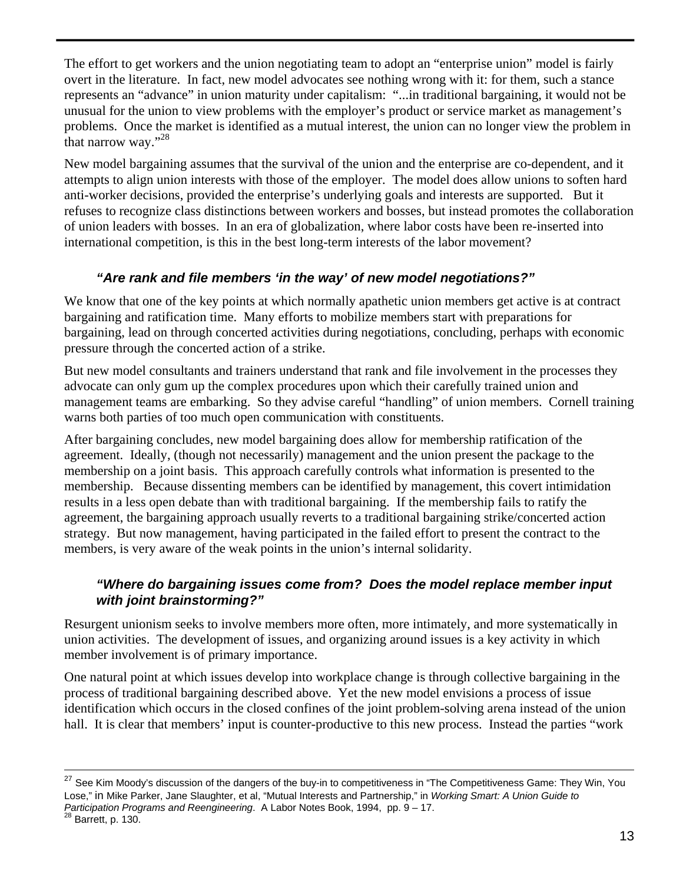The effort to get workers and the union negotiating team to adopt an "enterprise union" model is fairly overt in the literature. In fact, new model advocates see nothing wrong with it: for them, such a stance represents an "advance" in union maturity under capitalism: "...in traditional bargaining, it would not be unusual for the union to view problems with the employer's product or service market as management's problems. Once the market is identified as a mutual interest, the union can no longer view the problem in that narrow way."[28]

New model bargaining assumes that the survival of the union and the enterprise are co-dependent, and it attempts to align union interests with those of the employer. The model does allow unions to soften hard anti-worker decisions, provided the enterprise's underlying goals and interests are supported. But it refuses to recognize class distinctions between workers and bosses, but instead promotes the collaboration of union leaders with bosses. In an era of globalization, where labor costs have been re-inserted into international competition, is this in the best long-term interests of the labor movement?

### *"Are rank and file members 'in the way' of new model negotiations?"*

We know that one of the key points at which normally apathetic union members get active is at contract bargaining and ratification time. Many efforts to mobilize members start with preparations for bargaining, lead on through concerted activities during negotiations, concluding, perhaps with economic pressure through the concerted action of a strike.

But new model consultants and trainers understand that rank and file involvement in the processes they advocate can only gum up the complex procedures upon which their carefully trained union and management teams are embarking. So they advise careful "handling" of union members. Cornell training warns both parties of too much open communication with constituents.

After bargaining concludes, new model bargaining does allow for membership ratification of the agreement. Ideally, (though not necessarily) management and the union present the package to the membership on a joint basis. This approach carefully controls what information is presented to the membership. Because dissenting members can be identified by management, this covert intimidation results in a less open debate than with traditional bargaining. If the membership fails to ratify the agreement, the bargaining approach usually reverts to a traditional bargaining strike/concerted action strategy. But now management, having participated in the failed effort to present the contract to the members, is very aware of the weak points in the union's internal solidarity.

### *"Where do bargaining issues come from? Does the model replace member input with joint brainstorming?"*

Resurgent unionism seeks to involve members more often, more intimately, and more systematically in union activities. The development of issues, and organizing around issues is a key activity in which member involvement is of primary importance.

One natural point at which issues develop into workplace change is through collective bargaining in the process of traditional bargaining described above. Yet the new model envisions a process of issue identification which occurs in the closed confines of the joint problem-solving arena instead of the union hall. It is clear that members' input is counter-productive to this new process. Instead the parties "work

---

[27] See Kim Moody's discussion of the dangers of the buy-in to competitiveness in "The Competitiveness Game: They Win, You Lose," in Mike Parker, Jane Slaughter, et al, "Mutual Interests and Partnership," in *Working Smart: A Union Guide to Participation Programs and Reengineering*. A Labor Notes Book, 1994, pp. 9 – 17.

[28] Barrett, p. 130.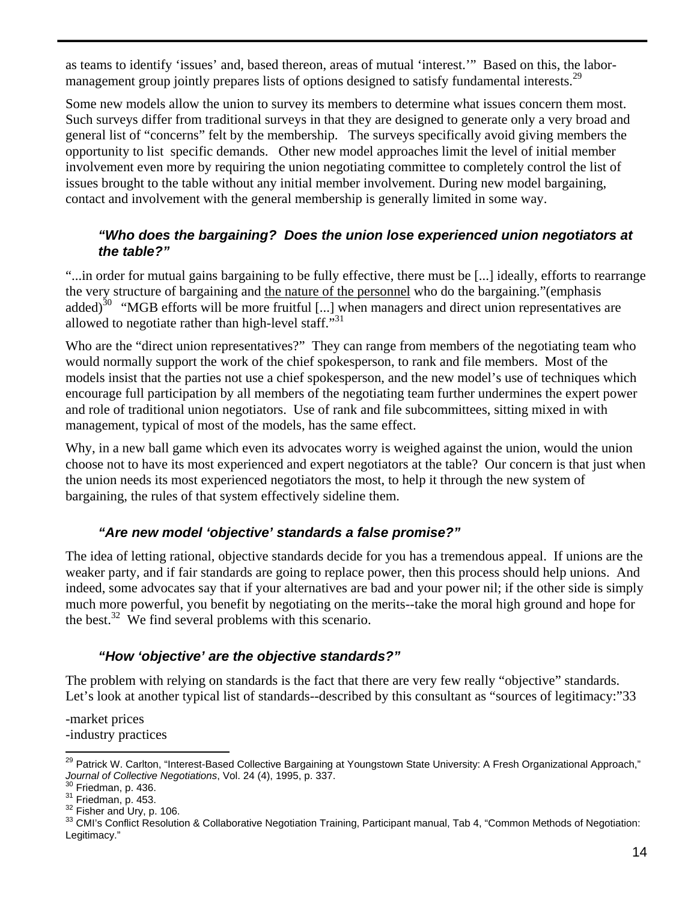as teams to identify 'issues' and, based thereon, areas of mutual 'interest.'" Based on this, the labor-management group jointly prepares lists of options designed to satisfy fundamental interests.[29]

Some new models allow the union to survey its members to determine what issues concern them most. Such surveys differ from traditional surveys in that they are designed to generate only a very broad and general list of "concerns" felt by the membership. The surveys specifically avoid giving members the opportunity to list specific demands. Other new model approaches limit the level of initial member involvement even more by requiring the union negotiating committee to completely control the list of issues brought to the table without any initial member involvement. During new model bargaining, contact and involvement with the general membership is generally limited in some way.

### *"Who does the bargaining? Does the union lose experienced union negotiators at the table?"*

"...in order for mutual gains bargaining to be fully effective, there must be [...] ideally, efforts to rearrange the very structure of bargaining and <u>the nature of the personnel</u> who do the bargaining."(emphasis added)[30] "MGB efforts will be more fruitful [...] when managers and direct union representatives are allowed to negotiate rather than high-level staff."[31]

Who are the "direct union representatives?" They can range from members of the negotiating team who would normally support the work of the chief spokesperson, to rank and file members. Most of the models insist that the parties not use a chief spokesperson, and the new model's use of techniques which encourage full participation by all members of the negotiating team further undermines the expert power and role of traditional union negotiators. Use of rank and file subcommittees, sitting mixed in with management, typical of most of the models, has the same effect.

Why, in a new ball game which even its advocates worry is weighed against the union, would the union choose not to have its most experienced and expert negotiators at the table? Our concern is that just when the union needs its most experienced negotiators the most, to help it through the new system of bargaining, the rules of that system effectively sideline them.

### *"Are new model 'objective' standards a false promise?"*

The idea of letting rational, objective standards decide for you has a tremendous appeal. If unions are the weaker party, and if fair standards are going to replace power, then this process should help unions. And indeed, some advocates say that if your alternatives are bad and your power nil; if the other side is simply much more powerful, you benefit by negotiating on the merits--take the moral high ground and hope for the best.[32] We find several problems with this scenario.

### *"How 'objective' are the objective standards?"*

The problem with relying on standards is the fact that there are very few really "objective" standards. Let's look at another typical list of standards--described by this consultant as "sources of legitimacy:"33

-market prices
-industry practices

---

[29] Patrick W. Carlton, "Interest-Based Collective Bargaining at Youngstown State University: A Fresh Organizational Approach," *Journal of Collective Negotiations*, Vol. 24 (4), 1995, p. 337.
[30] Friedman, p. 436.
[31] Friedman, p. 453.
[32] Fisher and Ury, p. 106.
[33] CMI's Conflict Resolution & Collaborative Negotiation Training, Participant manual, Tab 4, "Common Methods of Negotiation: Legitimacy."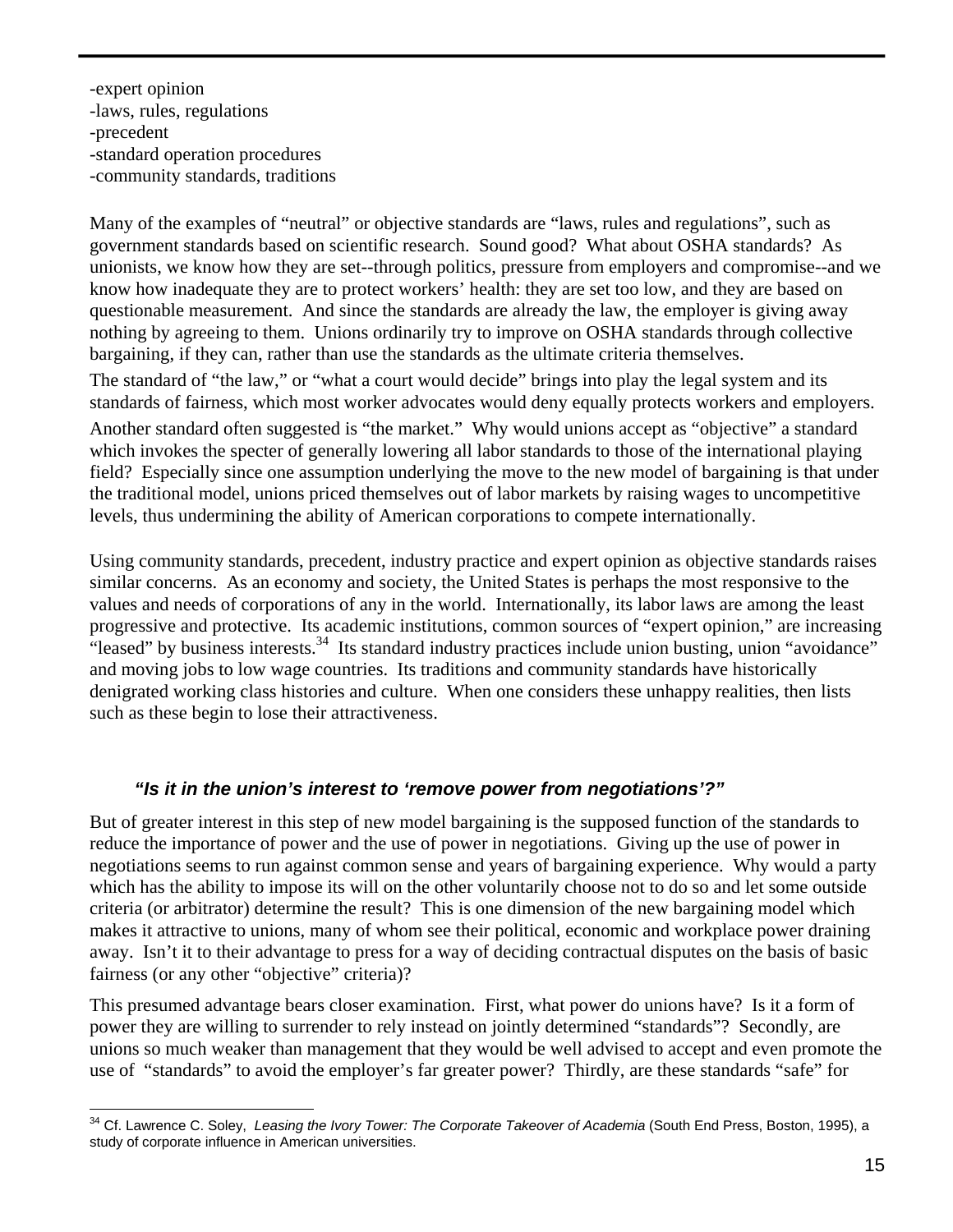-expert opinion
-laws, rules, regulations
-precedent
-standard operation procedures
-community standards, traditions

Many of the examples of "neutral" or objective standards are "laws, rules and regulations", such as government standards based on scientific research. Sound good? What about OSHA standards? As unionists, we know how they are set--through politics, pressure from employers and compromise--and we know how inadequate they are to protect workers' health: they are set too low, and they are based on questionable measurement. And since the standards are already the law, the employer is giving away nothing by agreeing to them. Unions ordinarily try to improve on OSHA standards through collective bargaining, if they can, rather than use the standards as the ultimate criteria themselves.

The standard of "the law," or "what a court would decide" brings into play the legal system and its standards of fairness, which most worker advocates would deny equally protects workers and employers.

Another standard often suggested is "the market." Why would unions accept as "objective" a standard which invokes the specter of generally lowering all labor standards to those of the international playing field? Especially since one assumption underlying the move to the new model of bargaining is that under the traditional model, unions priced themselves out of labor markets by raising wages to uncompetitive levels, thus undermining the ability of American corporations to compete internationally.

Using community standards, precedent, industry practice and expert opinion as objective standards raises similar concerns. As an economy and society, the United States is perhaps the most responsive to the values and needs of corporations of any in the world. Internationally, its labor laws are among the least progressive and protective. Its academic institutions, common sources of "expert opinion," are increasing "leased" by business interests.[34] Its standard industry practices include union busting, union "avoidance" and moving jobs to low wage countries. Its traditions and community standards have historically denigrated working class histories and culture. When one considers these unhappy realities, then lists such as these begin to lose their attractiveness.

### ***"Is it in the union's interest to 'remove power from negotiations'?"***

But of greater interest in this step of new model bargaining is the supposed function of the standards to reduce the importance of power and the use of power in negotiations. Giving up the use of power in negotiations seems to run against common sense and years of bargaining experience. Why would a party which has the ability to impose its will on the other voluntarily choose not to do so and let some outside criteria (or arbitrator) determine the result? This is one dimension of the new bargaining model which makes it attractive to unions, many of whom see their political, economic and workplace power draining away. Isn't it to their advantage to press for a way of deciding contractual disputes on the basis of basic fairness (or any other "objective" criteria)?

This presumed advantage bears closer examination. First, what power do unions have? Is it a form of power they are willing to surrender to rely instead on jointly determined "standards"? Secondly, are unions so much weaker than management that they would be well advised to accept and even promote the use of "standards" to avoid the employer's far greater power? Thirdly, are these standards "safe" for

---

[34] Cf. Lawrence C. Soley, *Leasing the Ivory Tower: The Corporate Takeover of Academia* (South End Press, Boston, 1995), a study of corporate influence in American universities.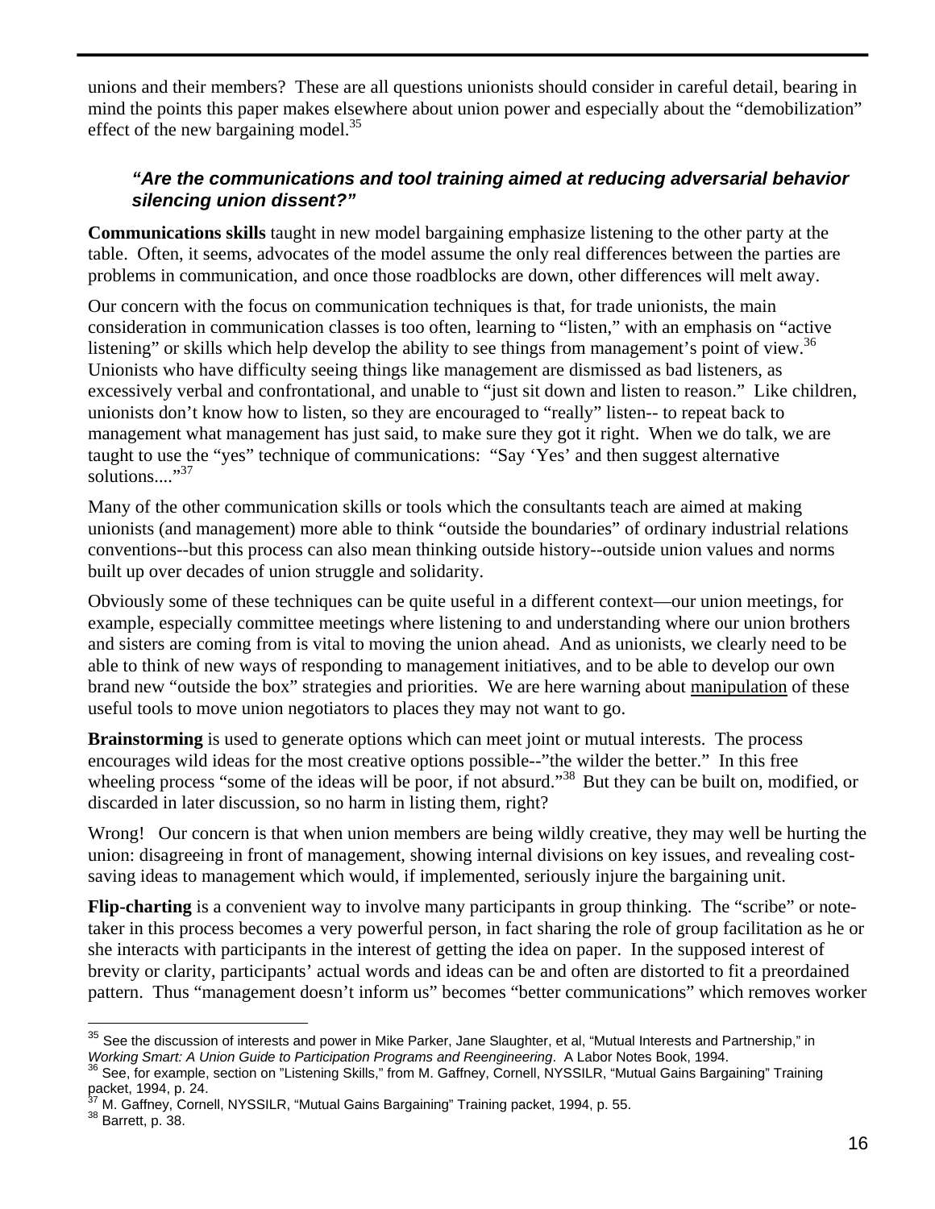unions and their members? These are all questions unionists should consider in careful detail, bearing in mind the points this paper makes elsewhere about union power and especially about the "demobilization" effect of the new bargaining model.[35]

### *"Are the communications and tool training aimed at reducing adversarial behavior silencing union dissent?"*

**Communications skills** taught in new model bargaining emphasize listening to the other party at the table. Often, it seems, advocates of the model assume the only real differences between the parties are problems in communication, and once those roadblocks are down, other differences will melt away.

Our concern with the focus on communication techniques is that, for trade unionists, the main consideration in communication classes is too often, learning to "listen," with an emphasis on "active listening" or skills which help develop the ability to see things from management's point of view.[36] Unionists who have difficulty seeing things like management are dismissed as bad listeners, as excessively verbal and confrontational, and unable to "just sit down and listen to reason." Like children, unionists don't know how to listen, so they are encouraged to "really" listen-- to repeat back to management what management has just said, to make sure they got it right. When we do talk, we are taught to use the "yes" technique of communications: "Say 'Yes' and then suggest alternative solutions...."[37]

Many of the other communication skills or tools which the consultants teach are aimed at making unionists (and management) more able to think "outside the boundaries" of ordinary industrial relations conventions--but this process can also mean thinking outside history--outside union values and norms built up over decades of union struggle and solidarity.

Obviously some of these techniques can be quite useful in a different context—our union meetings, for example, especially committee meetings where listening to and understanding where our union brothers and sisters are coming from is vital to moving the union ahead. And as unionists, we clearly need to be able to think of new ways of responding to management initiatives, and to be able to develop our own brand new "outside the box" strategies and priorities. We are here warning about <u>manipulation</u> of these useful tools to move union negotiators to places they may not want to go.

**Brainstorming** is used to generate options which can meet joint or mutual interests. The process encourages wild ideas for the most creative options possible--"the wilder the better." In this free wheeling process "some of the ideas will be poor, if not absurd."[38] But they can be built on, modified, or discarded in later discussion, so no harm in listing them, right?

Wrong! Our concern is that when union members are being wildly creative, they may well be hurting the union: disagreeing in front of management, showing internal divisions on key issues, and revealing cost-saving ideas to management which would, if implemented, seriously injure the bargaining unit.

**Flip-charting** is a convenient way to involve many participants in group thinking. The "scribe" or note-taker in this process becomes a very powerful person, in fact sharing the role of group facilitation as he or she interacts with participants in the interest of getting the idea on paper. In the supposed interest of brevity or clarity, participants' actual words and ideas can be and often are distorted to fit a preordained pattern. Thus "management doesn't inform us" becomes "better communications" which removes worker

---

[35] See the discussion of interests and power in Mike Parker, Jane Slaughter, et al, "Mutual Interests and Partnership," in *Working Smart: A Union Guide to Participation Programs and Reengineering*. A Labor Notes Book, 1994.

[36] See, for example, section on "Listening Skills," from M. Gaffney, Cornell, NYSSILR, "Mutual Gains Bargaining" Training packet, 1994, p. 24.

[37] M. Gaffney, Cornell, NYSSILR, "Mutual Gains Bargaining" Training packet, 1994, p. 55.

[38] Barrett, p. 38.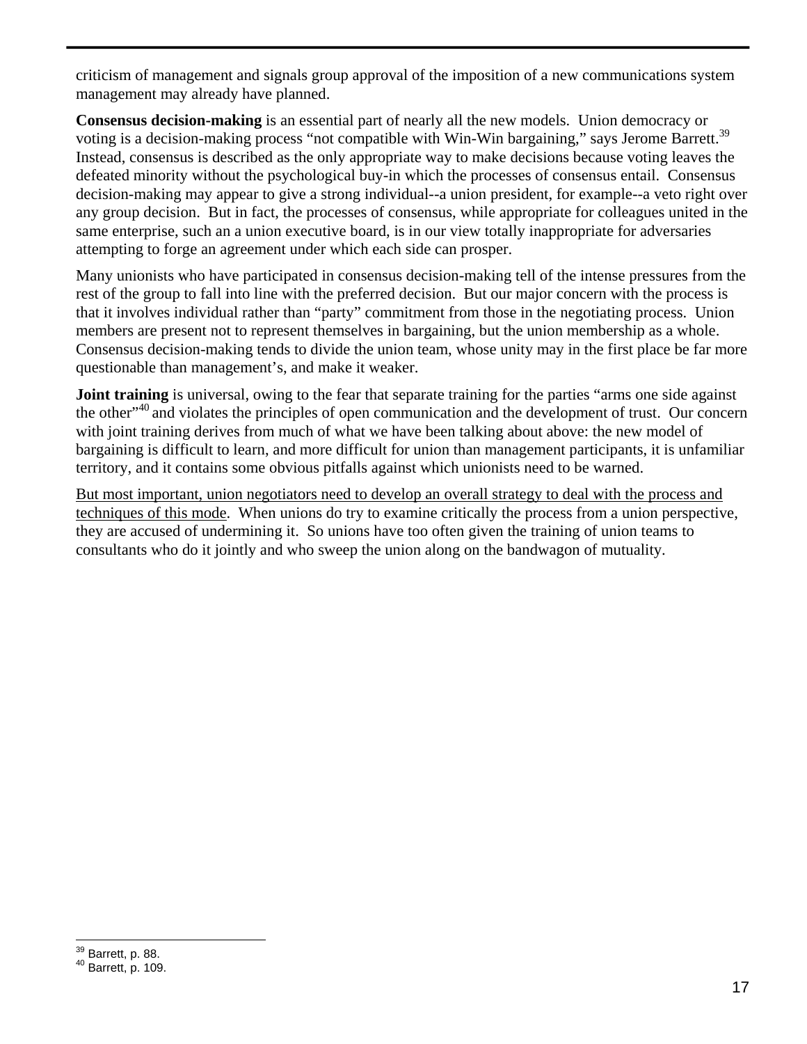criticism of management and signals group approval of the imposition of a new communications system management may already have planned.

**Consensus decision-making** is an essential part of nearly all the new models. Union democracy or voting is a decision-making process "not compatible with Win-Win bargaining," says Jerome Barrett.[39] Instead, consensus is described as the only appropriate way to make decisions because voting leaves the defeated minority without the psychological buy-in which the processes of consensus entail. Consensus decision-making may appear to give a strong individual--a union president, for example--a veto right over any group decision. But in fact, the processes of consensus, while appropriate for colleagues united in the same enterprise, such an a union executive board, is in our view totally inappropriate for adversaries attempting to forge an agreement under which each side can prosper.

Many unionists who have participated in consensus decision-making tell of the intense pressures from the rest of the group to fall into line with the preferred decision. But our major concern with the process is that it involves individual rather than "party" commitment from those in the negotiating process. Union members are present not to represent themselves in bargaining, but the union membership as a whole. Consensus decision-making tends to divide the union team, whose unity may in the first place be far more questionable than management's, and make it weaker.

**Joint training** is universal, owing to the fear that separate training for the parties "arms one side against the other"[40] and violates the principles of open communication and the development of trust. Our concern with joint training derives from much of what we have been talking about above: the new model of bargaining is difficult to learn, and more difficult for union than management participants, it is unfamiliar territory, and it contains some obvious pitfalls against which unionists need to be warned.

<u>But most important, union negotiators need to develop an overall strategy to deal with the process and techniques of this mode</u>. When unions do try to examine critically the process from a union perspective, they are accused of undermining it. So unions have too often given the training of union teams to consultants who do it jointly and who sweep the union along on the bandwagon of mutuality.

---

[39] Barrett, p. 88.
[40] Barrett, p. 109.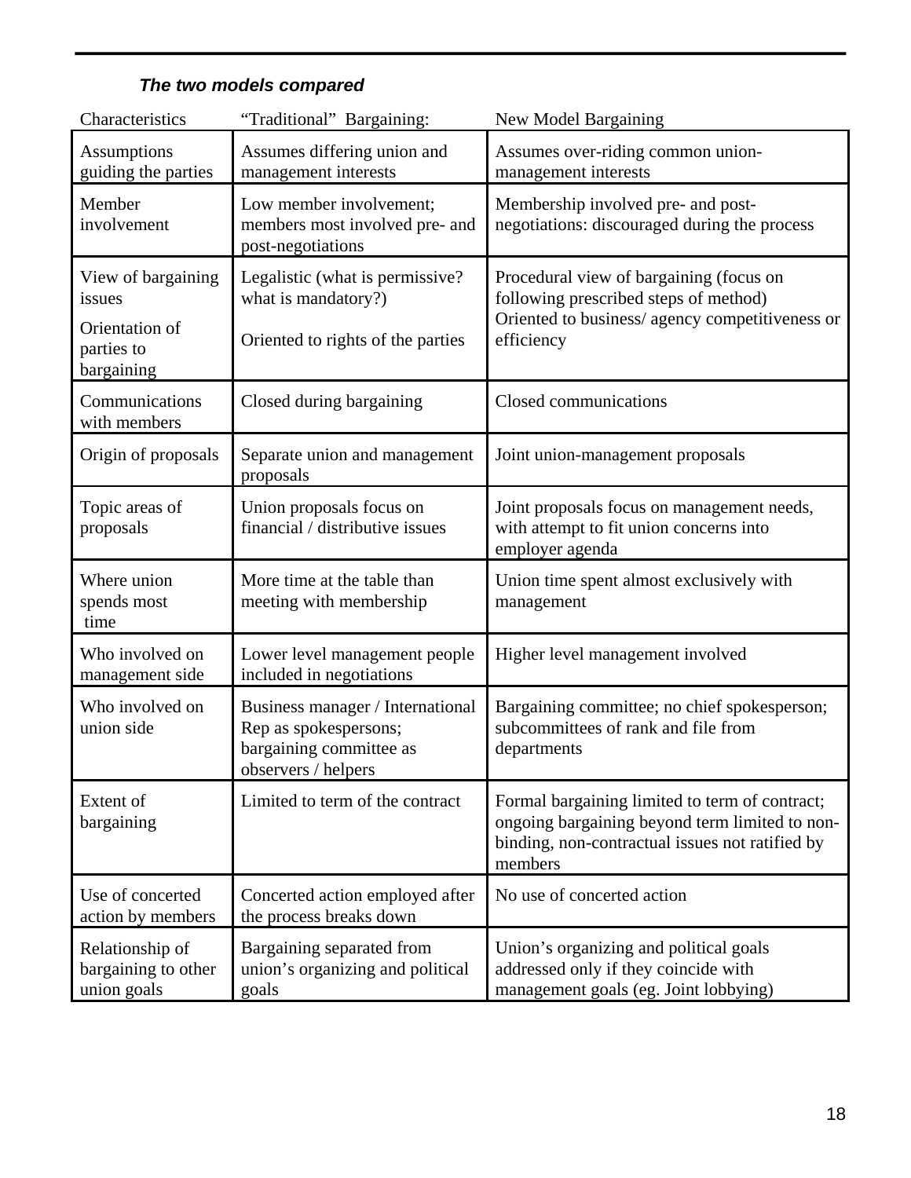### ***The two models compared***

| Characteristics | "Traditional" Bargaining: | New Model Bargaining |
|---|---|---|
| Assumptions guiding the parties | Assumes differing union and management interests | Assumes over-riding common union-management interests |
| Member involvement | Low member involvement; members most involved pre- and post-negotiations | Membership involved pre- and post-negotiations: discouraged during the process |
| View of bargaining issues<br>Orientation of parties to bargaining | Legalistic (what is permissive? what is mandatory?)<br>Oriented to rights of the parties | Procedural view of bargaining (focus on following prescribed steps of method)<br>Oriented to business/ agency competitiveness or efficiency |
| Communications with members | Closed during bargaining | Closed communications |
| Origin of proposals | Separate union and management proposals | Joint union-management proposals |
| Topic areas of proposals | Union proposals focus on financial / distributive issues | Joint proposals focus on management needs, with attempt to fit union concerns into employer agenda |
| Where union spends most time | More time at the table than meeting with membership | Union time spent almost exclusively with management |
| Who involved on management side | Lower level management people included in negotiations | Higher level management involved |
| Who involved on union side | Business manager / International Rep as spokespersons; bargaining committee as observers / helpers | Bargaining committee; no chief spokesperson; subcommittees of rank and file from departments |
| Extent of bargaining | Limited to term of the contract | Formal bargaining limited to term of contract; ongoing bargaining beyond term limited to non-binding, non-contractual issues not ratified by members |
| Use of concerted action by members | Concerted action employed after the process breaks down | No use of concerted action |
| Relationship of bargaining to other union goals | Bargaining separated from union's organizing and political goals | Union's organizing and political goals addressed only if they coincide with management goals (eg. Joint lobbying) |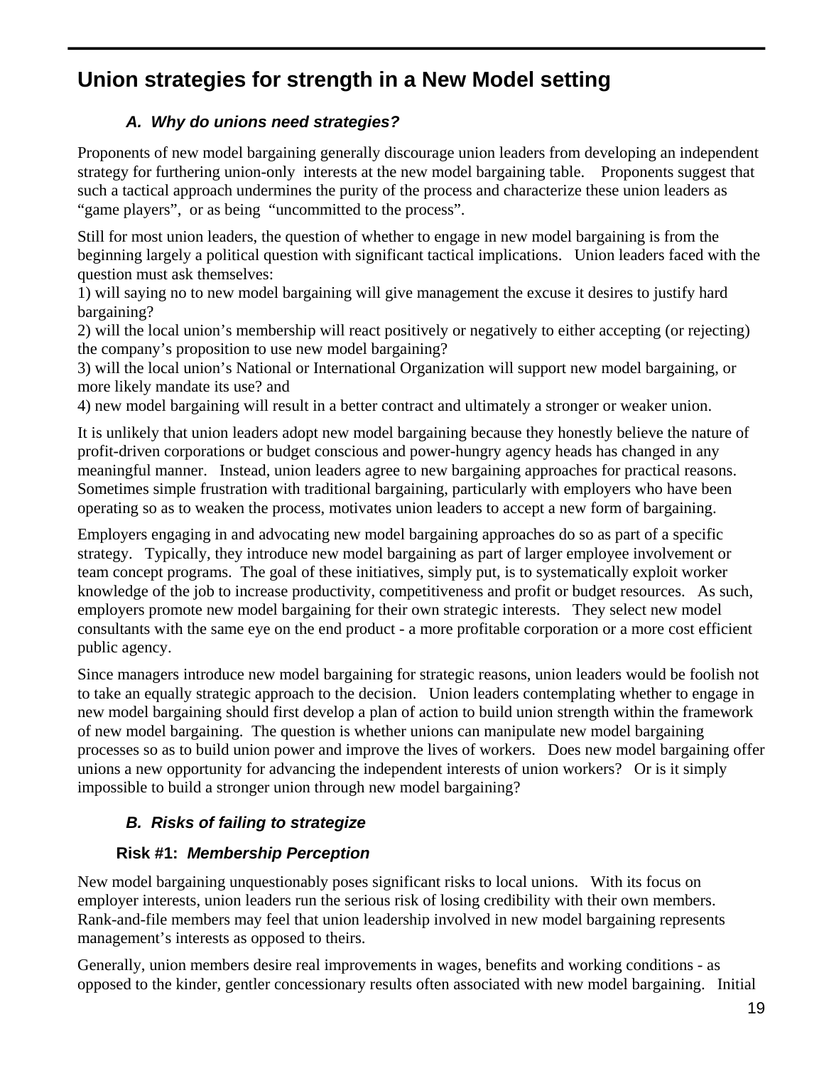## Union strategies for strength in a New Model setting

### *A. Why do unions need strategies?*

Proponents of new model bargaining generally discourage union leaders from developing an independent strategy for furthering union-only interests at the new model bargaining table. Proponents suggest that such a tactical approach undermines the purity of the process and characterize these union leaders as "game players", or as being "uncommitted to the process".

Still for most union leaders, the question of whether to engage in new model bargaining is from the beginning largely a political question with significant tactical implications. Union leaders faced with the question must ask themselves:
1) will saying no to new model bargaining will give management the excuse it desires to justify hard bargaining?
2) will the local union's membership will react positively or negatively to either accepting (or rejecting) the company's proposition to use new model bargaining?
3) will the local union's National or International Organization will support new model bargaining, or more likely mandate its use? and
4) new model bargaining will result in a better contract and ultimately a stronger or weaker union.

It is unlikely that union leaders adopt new model bargaining because they honestly believe the nature of profit-driven corporations or budget conscious and power-hungry agency heads has changed in any meaningful manner. Instead, union leaders agree to new bargaining approaches for practical reasons. Sometimes simple frustration with traditional bargaining, particularly with employers who have been operating so as to weaken the process, motivates union leaders to accept a new form of bargaining.

Employers engaging in and advocating new model bargaining approaches do so as part of a specific strategy. Typically, they introduce new model bargaining as part of larger employee involvement or team concept programs. The goal of these initiatives, simply put, is to systematically exploit worker knowledge of the job to increase productivity, competitiveness and profit or budget resources. As such, employers promote new model bargaining for their own strategic interests. They select new model consultants with the same eye on the end product - a more profitable corporation or a more cost efficient public agency.

Since managers introduce new model bargaining for strategic reasons, union leaders would be foolish not to take an equally strategic approach to the decision. Union leaders contemplating whether to engage in new model bargaining should first develop a plan of action to build union strength within the framework of new model bargaining. The question is whether unions can manipulate new model bargaining processes so as to build union power and improve the lives of workers. Does new model bargaining offer unions a new opportunity for advancing the independent interests of union workers? Or is it simply impossible to build a stronger union through new model bargaining?

### *B. Risks of failing to strategize*

#### Risk #1: *Membership Perception*

New model bargaining unquestionably poses significant risks to local unions. With its focus on employer interests, union leaders run the serious risk of losing credibility with their own members. Rank-and-file members may feel that union leadership involved in new model bargaining represents management's interests as opposed to theirs.

Generally, union members desire real improvements in wages, benefits and working conditions - as opposed to the kinder, gentler concessionary results often associated with new model bargaining. Initial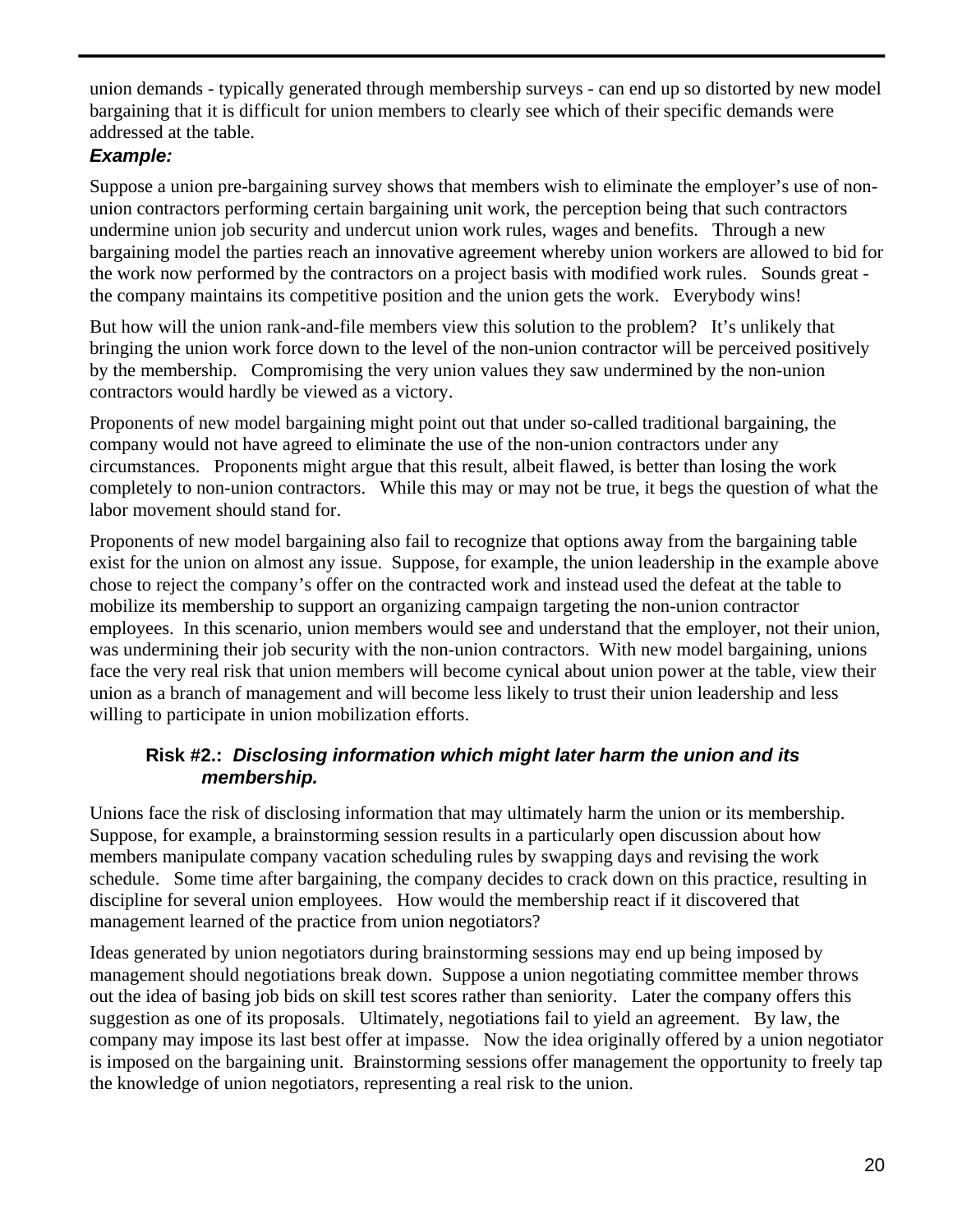union demands - typically generated through membership surveys - can end up so distorted by new model bargaining that it is difficult for union members to clearly see which of their specific demands were addressed at the table.

***Example:***

Suppose a union pre-bargaining survey shows that members wish to eliminate the employer's use of non-union contractors performing certain bargaining unit work, the perception being that such contractors undermine union job security and undercut union work rules, wages and benefits. Through a new bargaining model the parties reach an innovative agreement whereby union workers are allowed to bid for the work now performed by the contractors on a project basis with modified work rules. Sounds great - the company maintains its competitive position and the union gets the work. Everybody wins!

But how will the union rank-and-file members view this solution to the problem? It's unlikely that bringing the union work force down to the level of the non-union contractor will be perceived positively by the membership. Compromising the very union values they saw undermined by the non-union contractors would hardly be viewed as a victory.

Proponents of new model bargaining might point out that under so-called traditional bargaining, the company would not have agreed to eliminate the use of the non-union contractors under any circumstances. Proponents might argue that this result, albeit flawed, is better than losing the work completely to non-union contractors. While this may or may not be true, it begs the question of what the labor movement should stand for.

Proponents of new model bargaining also fail to recognize that options away from the bargaining table exist for the union on almost any issue. Suppose, for example, the union leadership in the example above chose to reject the company's offer on the contracted work and instead used the defeat at the table to mobilize its membership to support an organizing campaign targeting the non-union contractor employees. In this scenario, union members would see and understand that the employer, not their union, was undermining their job security with the non-union contractors. With new model bargaining, unions face the very real risk that union members will become cynical about union power at the table, view their union as a branch of management and will become less likely to trust their union leadership and less willing to participate in union mobilization efforts.

### Risk #2.: *Disclosing information which might later harm the union and its membership.*

Unions face the risk of disclosing information that may ultimately harm the union or its membership. Suppose, for example, a brainstorming session results in a particularly open discussion about how members manipulate company vacation scheduling rules by swapping days and revising the work schedule. Some time after bargaining, the company decides to crack down on this practice, resulting in discipline for several union employees. How would the membership react if it discovered that management learned of the practice from union negotiators?

Ideas generated by union negotiators during brainstorming sessions may end up being imposed by management should negotiations break down. Suppose a union negotiating committee member throws out the idea of basing job bids on skill test scores rather than seniority. Later the company offers this suggestion as one of its proposals. Ultimately, negotiations fail to yield an agreement. By law, the company may impose its last best offer at impasse. Now the idea originally offered by a union negotiator is imposed on the bargaining unit. Brainstorming sessions offer management the opportunity to freely tap the knowledge of union negotiators, representing a real risk to the union.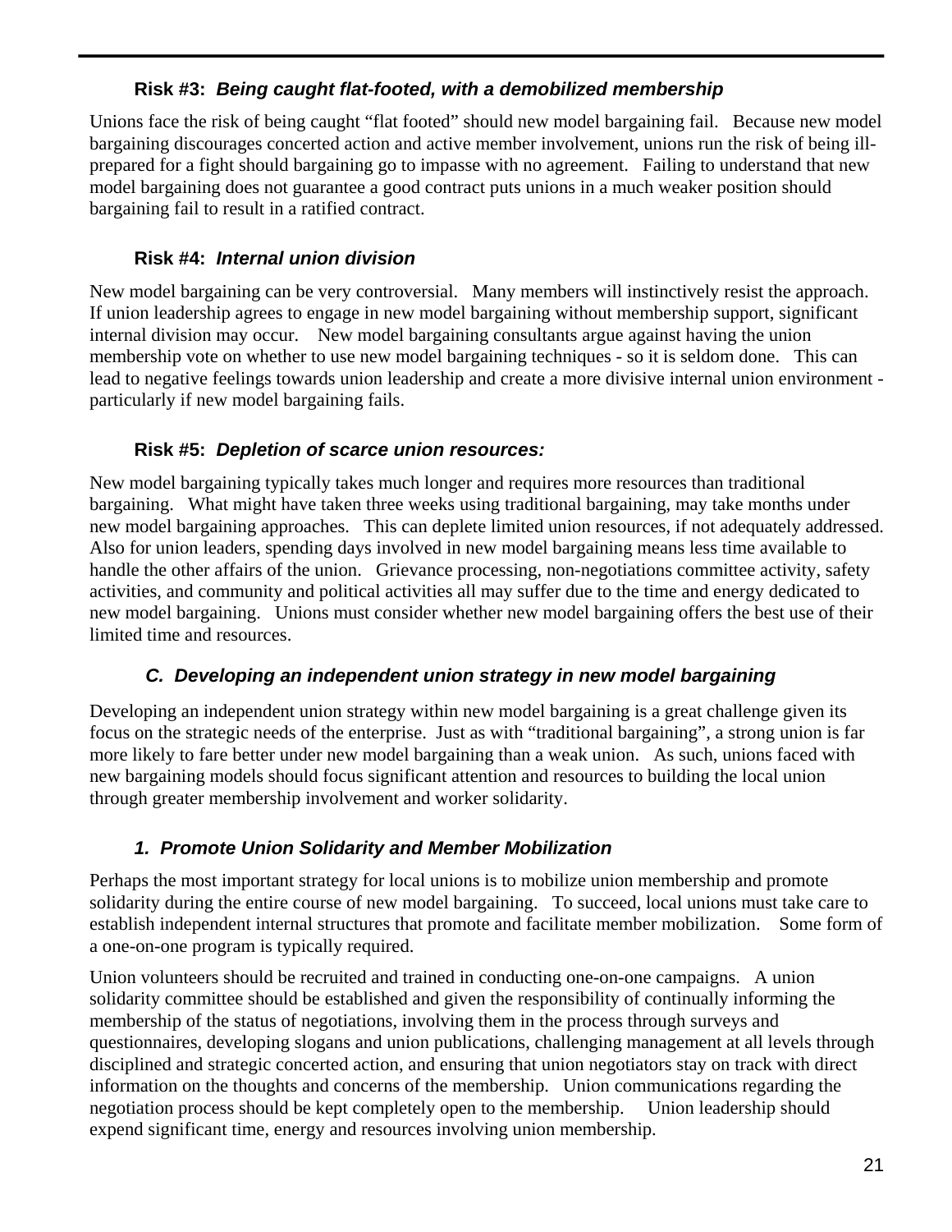#### **Risk #3:** ***Being caught flat-footed, with a demobilized membership***

Unions face the risk of being caught "flat footed" should new model bargaining fail. Because new model bargaining discourages concerted action and active member involvement, unions run the risk of being ill-prepared for a fight should bargaining go to impasse with no agreement. Failing to understand that new model bargaining does not guarantee a good contract puts unions in a much weaker position should bargaining fail to result in a ratified contract.

#### **Risk #4:** ***Internal union division***

New model bargaining can be very controversial. Many members will instinctively resist the approach. If union leadership agrees to engage in new model bargaining without membership support, significant internal division may occur. New model bargaining consultants argue against having the union membership vote on whether to use new model bargaining techniques - so it is seldom done. This can lead to negative feelings towards union leadership and create a more divisive internal union environment - particularly if new model bargaining fails.

#### **Risk #5:** ***Depletion of scarce union resources:***

New model bargaining typically takes much longer and requires more resources than traditional bargaining. What might have taken three weeks using traditional bargaining, may take months under new model bargaining approaches. This can deplete limited union resources, if not adequately addressed. Also for union leaders, spending days involved in new model bargaining means less time available to handle the other affairs of the union. Grievance processing, non-negotiations committee activity, safety activities, and community and political activities all may suffer due to the time and energy dedicated to new model bargaining. Unions must consider whether new model bargaining offers the best use of their limited time and resources.

### ***C. Developing an independent union strategy in new model bargaining***

Developing an independent union strategy within new model bargaining is a great challenge given its focus on the strategic needs of the enterprise. Just as with "traditional bargaining", a strong union is far more likely to fare better under new model bargaining than a weak union. As such, unions faced with new bargaining models should focus significant attention and resources to building the local union through greater membership involvement and worker solidarity.

#### ***1. Promote Union Solidarity and Member Mobilization***

Perhaps the most important strategy for local unions is to mobilize union membership and promote solidarity during the entire course of new model bargaining. To succeed, local unions must take care to establish independent internal structures that promote and facilitate member mobilization. Some form of a one-on-one program is typically required.

Union volunteers should be recruited and trained in conducting one-on-one campaigns. A union solidarity committee should be established and given the responsibility of continually informing the membership of the status of negotiations, involving them in the process through surveys and questionnaires, developing slogans and union publications, challenging management at all levels through disciplined and strategic concerted action, and ensuring that union negotiators stay on track with direct information on the thoughts and concerns of the membership. Union communications regarding the negotiation process should be kept completely open to the membership. Union leadership should expend significant time, energy and resources involving union membership.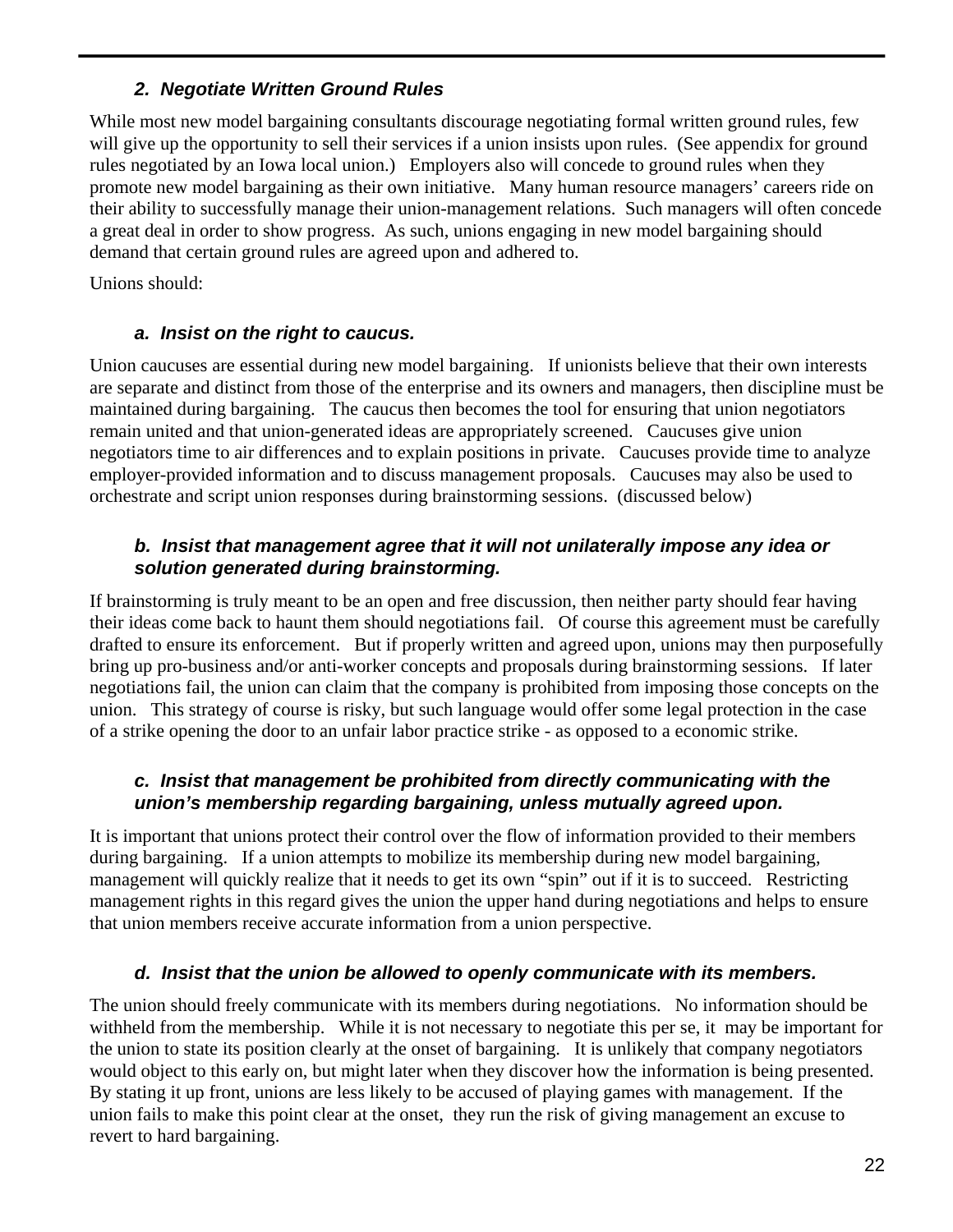### *2. Negotiate Written Ground Rules*

While most new model bargaining consultants discourage negotiating formal written ground rules, few will give up the opportunity to sell their services if a union insists upon rules. (See appendix for ground rules negotiated by an Iowa local union.) Employers also will concede to ground rules when they promote new model bargaining as their own initiative. Many human resource managers' careers ride on their ability to successfully manage their union-management relations. Such managers will often concede a great deal in order to show progress. As such, unions engaging in new model bargaining should demand that certain ground rules are agreed upon and adhered to.

Unions should:

#### *a. Insist on the right to caucus.*

Union caucuses are essential during new model bargaining. If unionists believe that their own interests are separate and distinct from those of the enterprise and its owners and managers, then discipline must be maintained during bargaining. The caucus then becomes the tool for ensuring that union negotiators remain united and that union-generated ideas are appropriately screened. Caucuses give union negotiators time to air differences and to explain positions in private. Caucuses provide time to analyze employer-provided information and to discuss management proposals. Caucuses may also be used to orchestrate and script union responses during brainstorming sessions. (discussed below)

#### *b. Insist that management agree that it will not unilaterally impose any idea or solution generated during brainstorming.*

If brainstorming is truly meant to be an open and free discussion, then neither party should fear having their ideas come back to haunt them should negotiations fail. Of course this agreement must be carefully drafted to ensure its enforcement. But if properly written and agreed upon, unions may then purposefully bring up pro-business and/or anti-worker concepts and proposals during brainstorming sessions. If later negotiations fail, the union can claim that the company is prohibited from imposing those concepts on the union. This strategy of course is risky, but such language would offer some legal protection in the case of a strike opening the door to an unfair labor practice strike - as opposed to a economic strike.

#### *c. Insist that management be prohibited from directly communicating with the union's membership regarding bargaining, unless mutually agreed upon.*

It is important that unions protect their control over the flow of information provided to their members during bargaining. If a union attempts to mobilize its membership during new model bargaining, management will quickly realize that it needs to get its own "spin" out if it is to succeed. Restricting management rights in this regard gives the union the upper hand during negotiations and helps to ensure that union members receive accurate information from a union perspective.

#### *d. Insist that the union be allowed to openly communicate with its members.*

The union should freely communicate with its members during negotiations. No information should be withheld from the membership. While it is not necessary to negotiate this per se, it may be important for the union to state its position clearly at the onset of bargaining. It is unlikely that company negotiators would object to this early on, but might later when they discover how the information is being presented. By stating it up front, unions are less likely to be accused of playing games with management. If the union fails to make this point clear at the onset, they run the risk of giving management an excuse to revert to hard bargaining.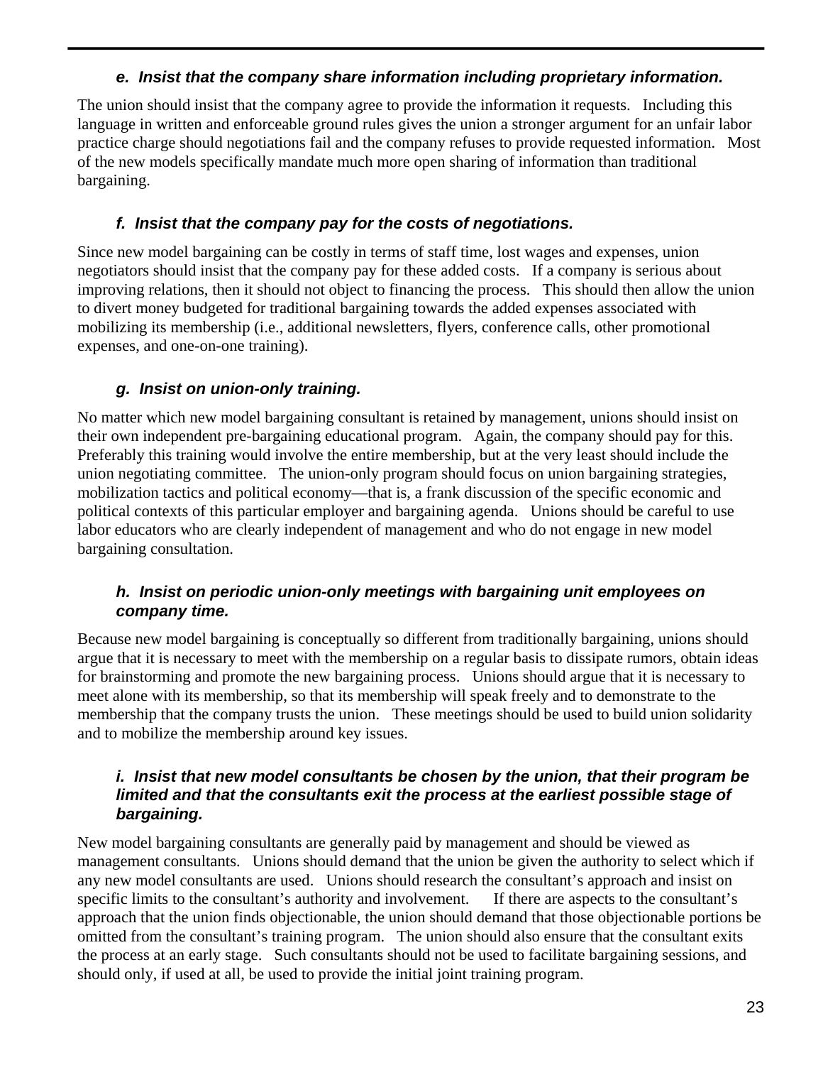#### *e. Insist that the company share information including proprietary information.*

The union should insist that the company agree to provide the information it requests. Including this language in written and enforceable ground rules gives the union a stronger argument for an unfair labor practice charge should negotiations fail and the company refuses to provide requested information. Most of the new models specifically mandate much more open sharing of information than traditional bargaining.

#### *f. Insist that the company pay for the costs of negotiations.*

Since new model bargaining can be costly in terms of staff time, lost wages and expenses, union negotiators should insist that the company pay for these added costs. If a company is serious about improving relations, then it should not object to financing the process. This should then allow the union to divert money budgeted for traditional bargaining towards the added expenses associated with mobilizing its membership (i.e., additional newsletters, flyers, conference calls, other promotional expenses, and one-on-one training).

#### *g. Insist on union-only training.*

No matter which new model bargaining consultant is retained by management, unions should insist on their own independent pre-bargaining educational program. Again, the company should pay for this. Preferably this training would involve the entire membership, but at the very least should include the union negotiating committee. The union-only program should focus on union bargaining strategies, mobilization tactics and political economy—that is, a frank discussion of the specific economic and political contexts of this particular employer and bargaining agenda. Unions should be careful to use labor educators who are clearly independent of management and who do not engage in new model bargaining consultation.

#### *h. Insist on periodic union-only meetings with bargaining unit employees on company time.*

Because new model bargaining is conceptually so different from traditionally bargaining, unions should argue that it is necessary to meet with the membership on a regular basis to dissipate rumors, obtain ideas for brainstorming and promote the new bargaining process. Unions should argue that it is necessary to meet alone with its membership, so that its membership will speak freely and to demonstrate to the membership that the company trusts the union. These meetings should be used to build union solidarity and to mobilize the membership around key issues.

#### *i. Insist that new model consultants be chosen by the union, that their program be limited and that the consultants exit the process at the earliest possible stage of bargaining.*

New model bargaining consultants are generally paid by management and should be viewed as management consultants. Unions should demand that the union be given the authority to select which if any new model consultants are used. Unions should research the consultant's approach and insist on specific limits to the consultant's authority and involvement. If there are aspects to the consultant's approach that the union finds objectionable, the union should demand that those objectionable portions be omitted from the consultant's training program. The union should also ensure that the consultant exits the process at an early stage. Such consultants should not be used to facilitate bargaining sessions, and should only, if used at all, be used to provide the initial joint training program.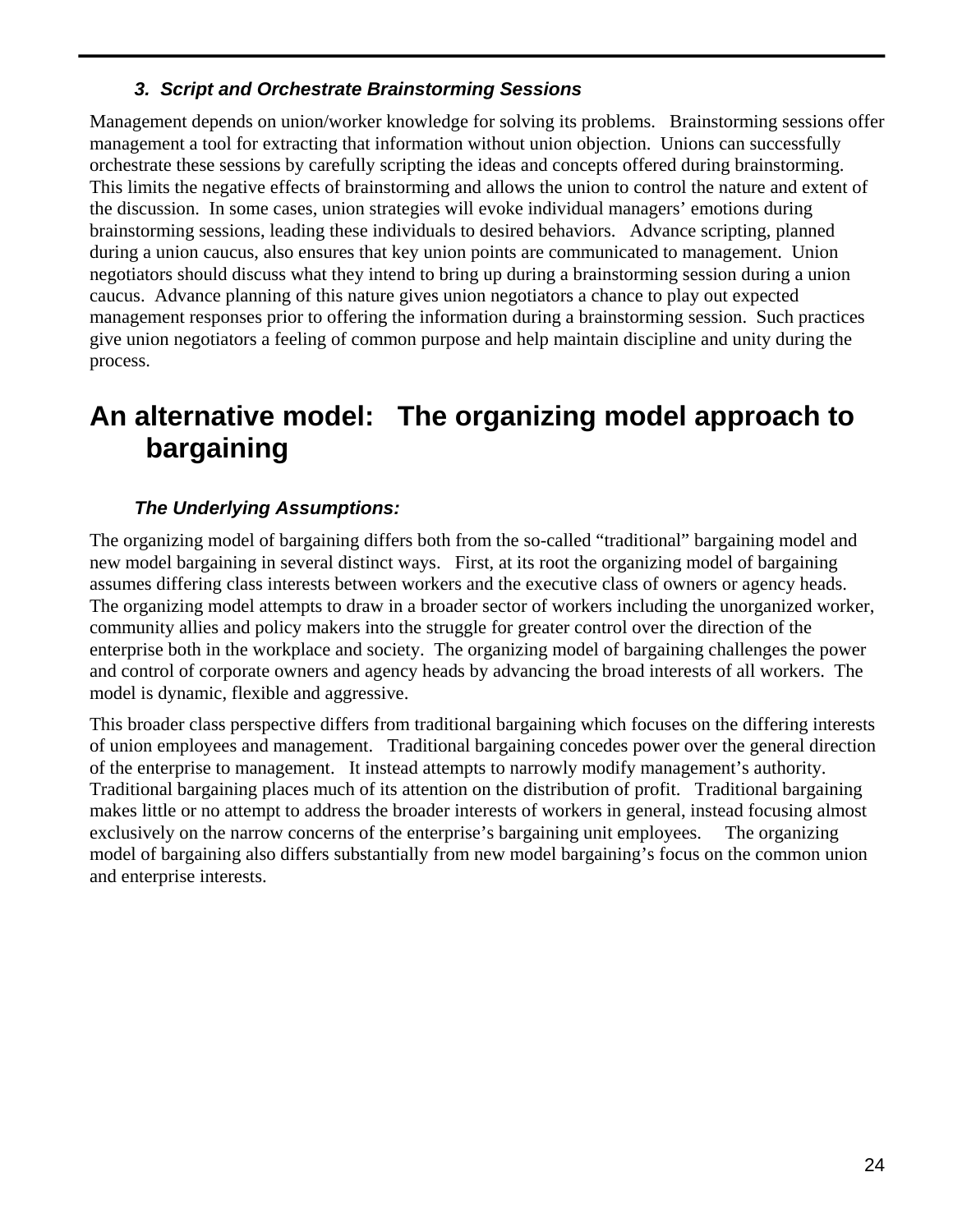### *3. Script and Orchestrate Brainstorming Sessions*

Management depends on union/worker knowledge for solving its problems. Brainstorming sessions offer management a tool for extracting that information without union objection. Unions can successfully orchestrate these sessions by carefully scripting the ideas and concepts offered during brainstorming. This limits the negative effects of brainstorming and allows the union to control the nature and extent of the discussion. In some cases, union strategies will evoke individual managers' emotions during brainstorming sessions, leading these individuals to desired behaviors. Advance scripting, planned during a union caucus, also ensures that key union points are communicated to management. Union negotiators should discuss what they intend to bring up during a brainstorming session during a union caucus. Advance planning of this nature gives union negotiators a chance to play out expected management responses prior to offering the information during a brainstorming session. Such practices give union negotiators a feeling of common purpose and help maintain discipline and unity during the process.

## An alternative model: The organizing model approach to bargaining

### *The Underlying Assumptions:*

The organizing model of bargaining differs both from the so-called "traditional" bargaining model and new model bargaining in several distinct ways. First, at its root the organizing model of bargaining assumes differing class interests between workers and the executive class of owners or agency heads. The organizing model attempts to draw in a broader sector of workers including the unorganized worker, community allies and policy makers into the struggle for greater control over the direction of the enterprise both in the workplace and society. The organizing model of bargaining challenges the power and control of corporate owners and agency heads by advancing the broad interests of all workers. The model is dynamic, flexible and aggressive.

This broader class perspective differs from traditional bargaining which focuses on the differing interests of union employees and management. Traditional bargaining concedes power over the general direction of the enterprise to management. It instead attempts to narrowly modify management's authority. Traditional bargaining places much of its attention on the distribution of profit. Traditional bargaining makes little or no attempt to address the broader interests of workers in general, instead focusing almost exclusively on the narrow concerns of the enterprise's bargaining unit employees. The organizing model of bargaining also differs substantially from new model bargaining's focus on the common union and enterprise interests.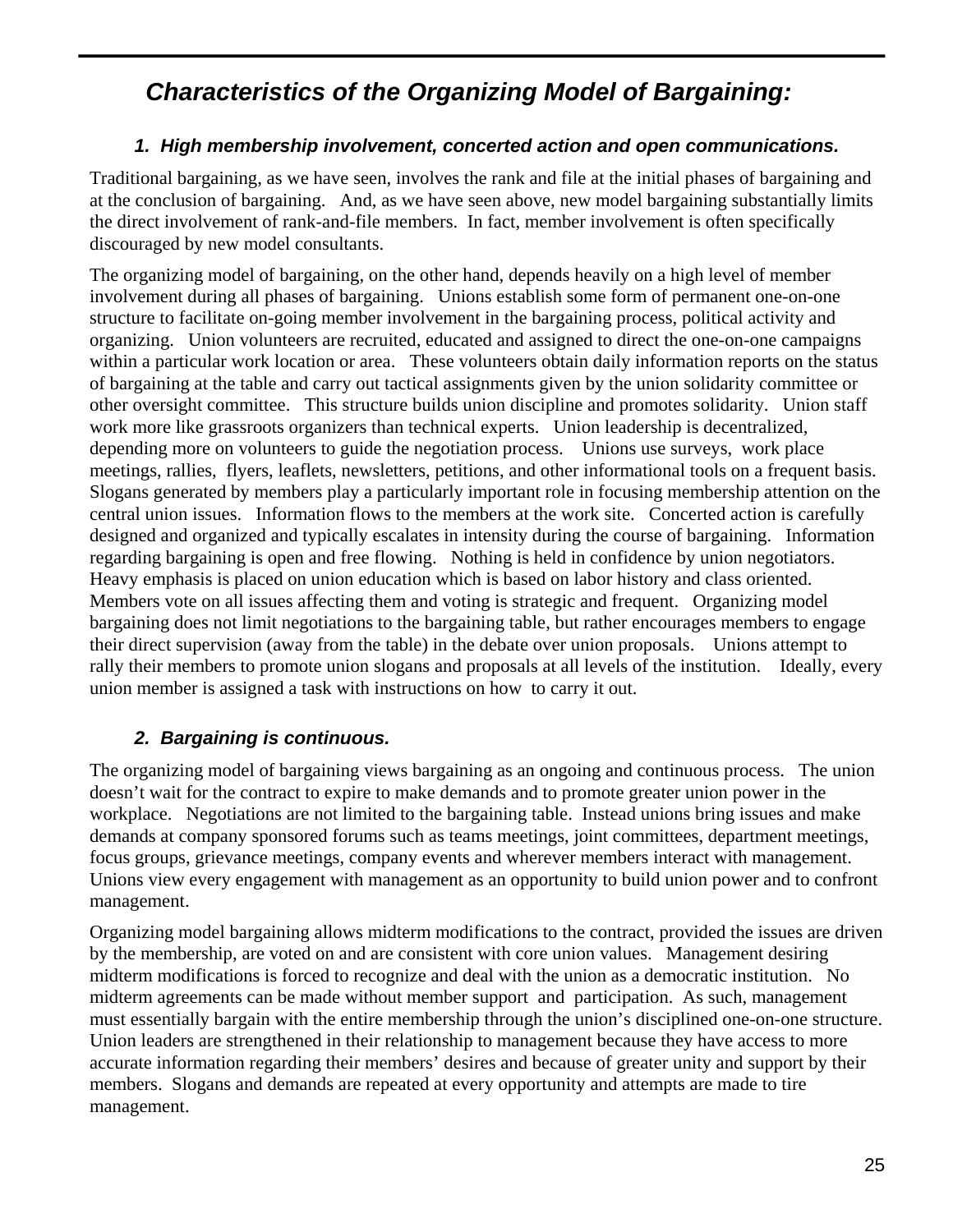## *Characteristics of the Organizing Model of Bargaining:*

### *1. High membership involvement, concerted action and open communications.*

Traditional bargaining, as we have seen, involves the rank and file at the initial phases of bargaining and at the conclusion of bargaining. And, as we have seen above, new model bargaining substantially limits the direct involvement of rank-and-file members. In fact, member involvement is often specifically discouraged by new model consultants.

The organizing model of bargaining, on the other hand, depends heavily on a high level of member involvement during all phases of bargaining. Unions establish some form of permanent one-on-one structure to facilitate on-going member involvement in the bargaining process, political activity and organizing. Union volunteers are recruited, educated and assigned to direct the one-on-one campaigns within a particular work location or area. These volunteers obtain daily information reports on the status of bargaining at the table and carry out tactical assignments given by the union solidarity committee or other oversight committee. This structure builds union discipline and promotes solidarity. Union staff work more like grassroots organizers than technical experts. Union leadership is decentralized, depending more on volunteers to guide the negotiation process. Unions use surveys, work place meetings, rallies, flyers, leaflets, newsletters, petitions, and other informational tools on a frequent basis. Slogans generated by members play a particularly important role in focusing membership attention on the central union issues. Information flows to the members at the work site. Concerted action is carefully designed and organized and typically escalates in intensity during the course of bargaining. Information regarding bargaining is open and free flowing. Nothing is held in confidence by union negotiators. Heavy emphasis is placed on union education which is based on labor history and class oriented. Members vote on all issues affecting them and voting is strategic and frequent. Organizing model bargaining does not limit negotiations to the bargaining table, but rather encourages members to engage their direct supervision (away from the table) in the debate over union proposals. Unions attempt to rally their members to promote union slogans and proposals at all levels of the institution. Ideally, every union member is assigned a task with instructions on how to carry it out.

### *2. Bargaining is continuous.*

The organizing model of bargaining views bargaining as an ongoing and continuous process. The union doesn't wait for the contract to expire to make demands and to promote greater union power in the workplace. Negotiations are not limited to the bargaining table. Instead unions bring issues and make demands at company sponsored forums such as teams meetings, joint committees, department meetings, focus groups, grievance meetings, company events and wherever members interact with management. Unions view every engagement with management as an opportunity to build union power and to confront management.

Organizing model bargaining allows midterm modifications to the contract, provided the issues are driven by the membership, are voted on and are consistent with core union values. Management desiring midterm modifications is forced to recognize and deal with the union as a democratic institution. No midterm agreements can be made without member support and participation. As such, management must essentially bargain with the entire membership through the union's disciplined one-on-one structure. Union leaders are strengthened in their relationship to management because they have access to more accurate information regarding their members' desires and because of greater unity and support by their members. Slogans and demands are repeated at every opportunity and attempts are made to tire management.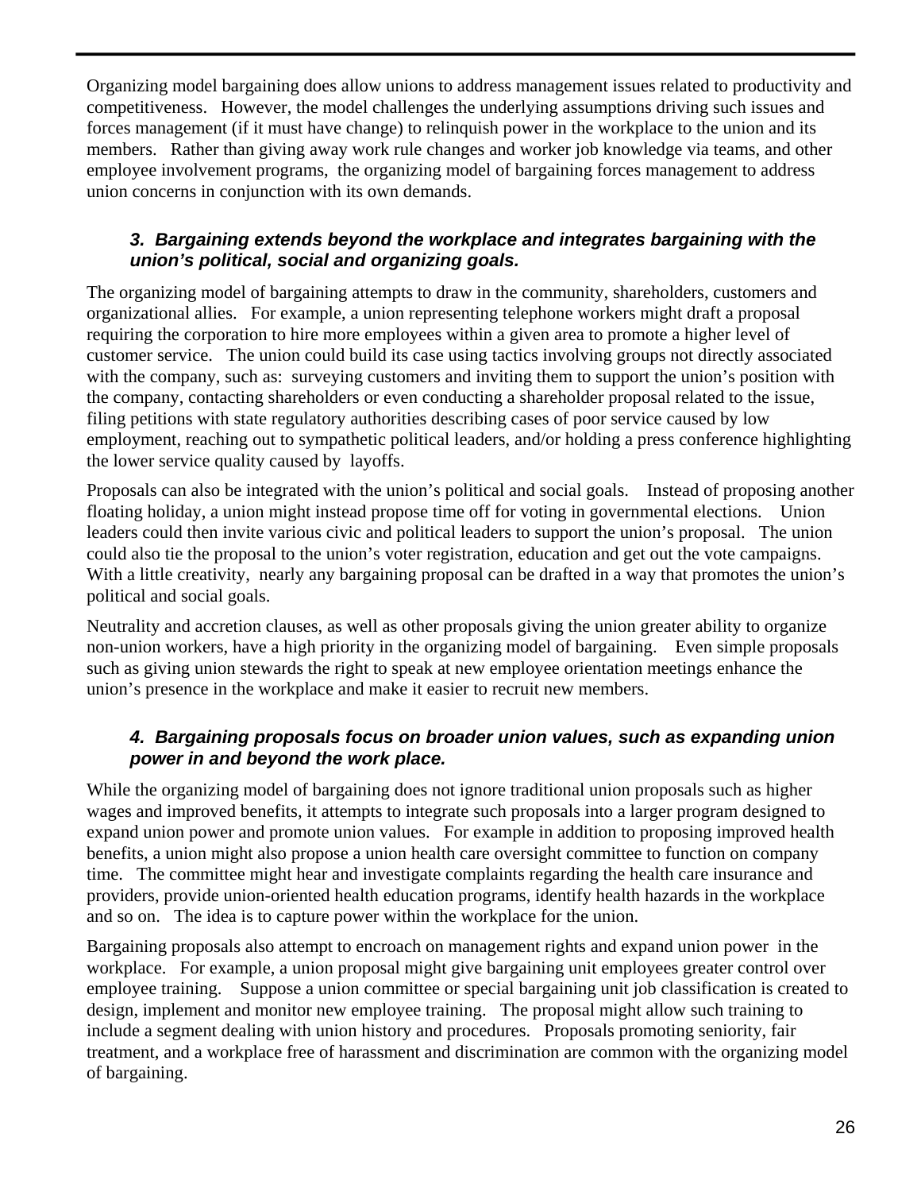Organizing model bargaining does allow unions to address management issues related to productivity and competitiveness. However, the model challenges the underlying assumptions driving such issues and forces management (if it must have change) to relinquish power in the workplace to the union and its members. Rather than giving away work rule changes and worker job knowledge via teams, and other employee involvement programs, the organizing model of bargaining forces management to address union concerns in conjunction with its own demands.

### *3. Bargaining extends beyond the workplace and integrates bargaining with the union's political, social and organizing goals.*

The organizing model of bargaining attempts to draw in the community, shareholders, customers and organizational allies. For example, a union representing telephone workers might draft a proposal requiring the corporation to hire more employees within a given area to promote a higher level of customer service. The union could build its case using tactics involving groups not directly associated with the company, such as: surveying customers and inviting them to support the union's position with the company, contacting shareholders or even conducting a shareholder proposal related to the issue, filing petitions with state regulatory authorities describing cases of poor service caused by low employment, reaching out to sympathetic political leaders, and/or holding a press conference highlighting the lower service quality caused by layoffs.

Proposals can also be integrated with the union's political and social goals. Instead of proposing another floating holiday, a union might instead propose time off for voting in governmental elections. Union leaders could then invite various civic and political leaders to support the union's proposal. The union could also tie the proposal to the union's voter registration, education and get out the vote campaigns. With a little creativity, nearly any bargaining proposal can be drafted in a way that promotes the union's political and social goals.

Neutrality and accretion clauses, as well as other proposals giving the union greater ability to organize non-union workers, have a high priority in the organizing model of bargaining. Even simple proposals such as giving union stewards the right to speak at new employee orientation meetings enhance the union's presence in the workplace and make it easier to recruit new members.

### *4. Bargaining proposals focus on broader union values, such as expanding union power in and beyond the work place.*

While the organizing model of bargaining does not ignore traditional union proposals such as higher wages and improved benefits, it attempts to integrate such proposals into a larger program designed to expand union power and promote union values. For example in addition to proposing improved health benefits, a union might also propose a union health care oversight committee to function on company time. The committee might hear and investigate complaints regarding the health care insurance and providers, provide union-oriented health education programs, identify health hazards in the workplace and so on. The idea is to capture power within the workplace for the union.

Bargaining proposals also attempt to encroach on management rights and expand union power in the workplace. For example, a union proposal might give bargaining unit employees greater control over employee training. Suppose a union committee or special bargaining unit job classification is created to design, implement and monitor new employee training. The proposal might allow such training to include a segment dealing with union history and procedures. Proposals promoting seniority, fair treatment, and a workplace free of harassment and discrimination are common with the organizing model of bargaining.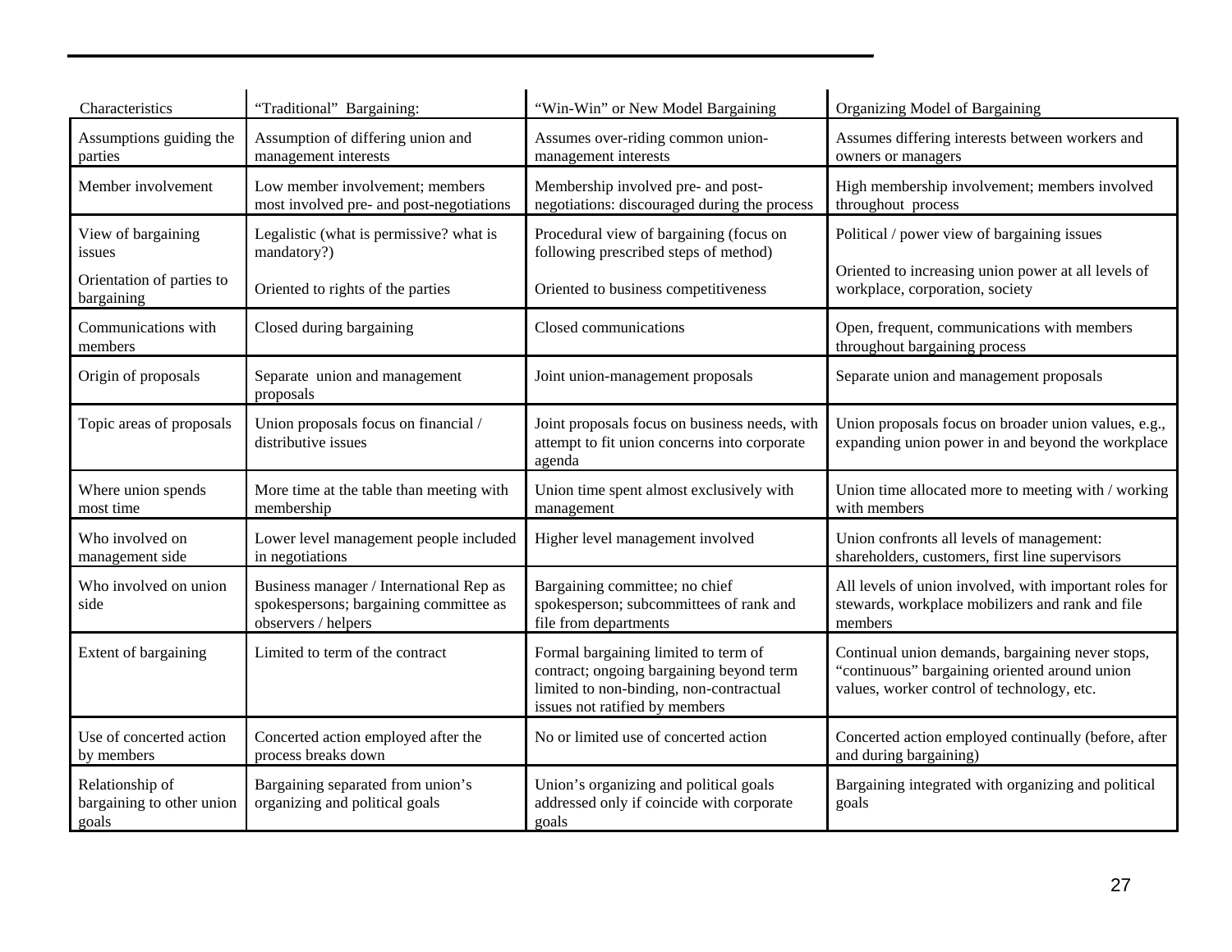| Characteristics | "Traditional" Bargaining: | "Win-Win" or New Model Bargaining | Organizing Model of Bargaining |
|---|---|---|---|
| Assumptions guiding the parties | Assumption of differing union and management interests | Assumes over-riding common union-management interests | Assumes differing interests between workers and owners or managers |
| Member involvement | Low member involvement; members most involved pre- and post-negotiations | Membership involved pre- and post-negotiations: discouraged during the process | High membership involvement; members involved throughout process |
| View of bargaining issues<br><br>Orientation of parties to bargaining | Legalistic (what is permissive? what is mandatory?)<br><br>Oriented to rights of the parties | Procedural view of bargaining (focus on following prescribed steps of method)<br><br>Oriented to business competitiveness | Political / power view of bargaining issues<br><br>Oriented to increasing union power at all levels of workplace, corporation, society |
| Communications with members | Closed during bargaining | Closed communications | Open, frequent, communications with members throughout bargaining process |
| Origin of proposals | Separate union and management proposals | Joint union-management proposals | Separate union and management proposals |
| Topic areas of proposals | Union proposals focus on financial / distributive issues | Joint proposals focus on business needs, with attempt to fit union concerns into corporate agenda | Union proposals focus on broader union values, e.g., expanding union power in and beyond the workplace |
| Where union spends most time | More time at the table than meeting with membership | Union time spent almost exclusively with management | Union time allocated more to meeting with / working with members |
| Who involved on management side | Lower level management people included in negotiations | Higher level management involved | Union confronts all levels of management: shareholders, customers, first line supervisors |
| Who involved on union side | Business manager / International Rep as spokespersons; bargaining committee as observers / helpers | Bargaining committee; no chief spokesperson; subcommittees of rank and file from departments | All levels of union involved, with important roles for stewards, workplace mobilizers and rank and file members |
| Extent of bargaining | Limited to term of the contract | Formal bargaining limited to term of contract; ongoing bargaining beyond term limited to non-binding, non-contractual issues not ratified by members | Continual union demands, bargaining never stops, "continuous" bargaining oriented around union values, worker control of technology, etc. |
| Use of concerted action by members | Concerted action employed after the process breaks down | No or limited use of concerted action | Concerted action employed continually (before, after and during bargaining) |
| Relationship of bargaining to other union goals | Bargaining separated from union's organizing and political goals | Union's organizing and political goals addressed only if coincide with corporate goals | Bargaining integrated with organizing and political goals |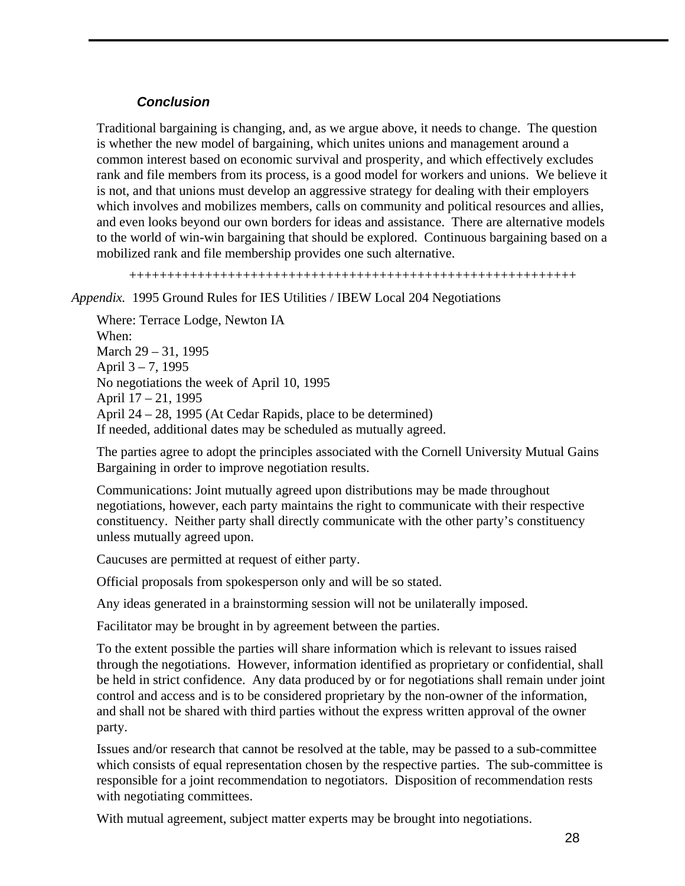### *Conclusion*

Traditional bargaining is changing, and, as we argue above, it needs to change. The question is whether the new model of bargaining, which unites unions and management around a common interest based on economic survival and prosperity, and which effectively excludes rank and file members from its process, is a good model for workers and unions. We believe it is not, and that unions must develop an aggressive strategy for dealing with their employers which involves and mobilizes members, calls on community and political resources and allies, and even looks beyond our own borders for ideas and assistance. There are alternative models to the world of win-win bargaining that should be explored. Continuous bargaining based on a mobilized rank and file membership provides one such alternative.

++++++++++++++++++++++++++++++++++++++++++++++++++++++++++++

*Appendix.* 1995 Ground Rules for IES Utilities / IBEW Local 204 Negotiations

Where: Terrace Lodge, Newton IA
When:
March 29 – 31, 1995
April 3 – 7, 1995
No negotiations the week of April 10, 1995
April 17 – 21, 1995
April 24 – 28, 1995 (At Cedar Rapids, place to be determined)
If needed, additional dates may be scheduled as mutually agreed.

The parties agree to adopt the principles associated with the Cornell University Mutual Gains Bargaining in order to improve negotiation results.

Communications: Joint mutually agreed upon distributions may be made throughout negotiations, however, each party maintains the right to communicate with their respective constituency. Neither party shall directly communicate with the other party's constituency unless mutually agreed upon.

Caucuses are permitted at request of either party.

Official proposals from spokesperson only and will be so stated.

Any ideas generated in a brainstorming session will not be unilaterally imposed.

Facilitator may be brought in by agreement between the parties.

To the extent possible the parties will share information which is relevant to issues raised through the negotiations. However, information identified as proprietary or confidential, shall be held in strict confidence. Any data produced by or for negotiations shall remain under joint control and access and is to be considered proprietary by the non-owner of the information, and shall not be shared with third parties without the express written approval of the owner party.

Issues and/or research that cannot be resolved at the table, may be passed to a sub-committee which consists of equal representation chosen by the respective parties. The sub-committee is responsible for a joint recommendation to negotiators. Disposition of recommendation rests with negotiating committees.

With mutual agreement, subject matter experts may be brought into negotiations.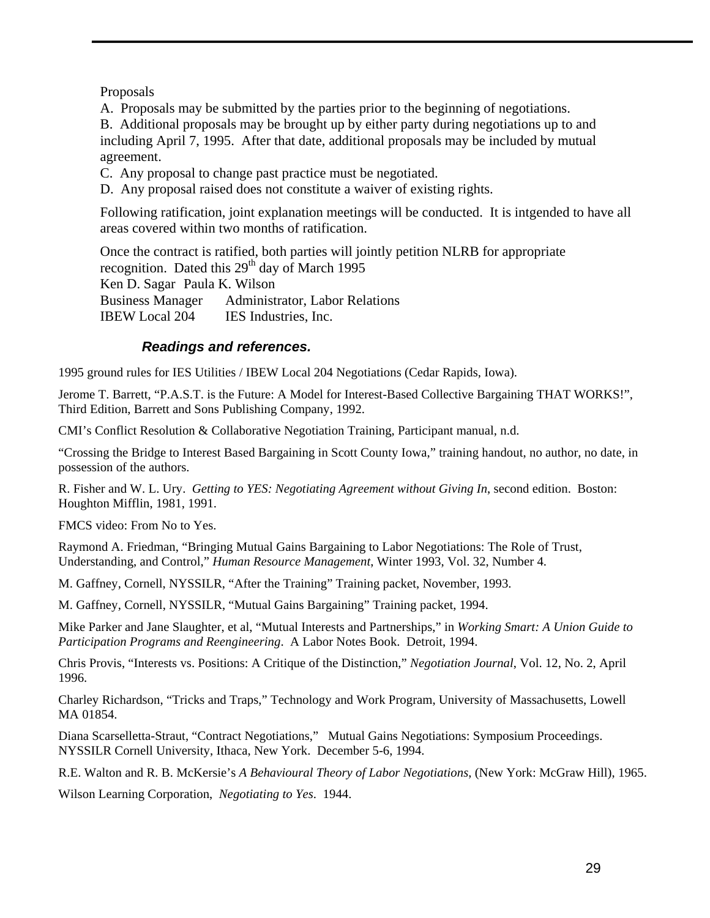Proposals

A. Proposals may be submitted by the parties prior to the beginning of negotiations.

B. Additional proposals may be brought up by either party during negotiations up to and including April 7, 1995. After that date, additional proposals may be included by mutual agreement.

C. Any proposal to change past practice must be negotiated.

D. Any proposal raised does not constitute a waiver of existing rights.

Following ratification, joint explanation meetings will be conducted. It is intgended to have all areas covered within two months of ratification.

Once the contract is ratified, both parties will jointly petition NLRB for appropriate recognition. Dated this 29th day of March 1995

Ken D. Sagar Paula K. Wilson
Business Manager Administrator, Labor Relations
IBEW Local 204 IES Industries, Inc.

### *Readings and references.*

1995 ground rules for IES Utilities / IBEW Local 204 Negotiations (Cedar Rapids, Iowa).

Jerome T. Barrett, "P.A.S.T. is the Future: A Model for Interest-Based Collective Bargaining THAT WORKS!", Third Edition, Barrett and Sons Publishing Company, 1992.

CMI's Conflict Resolution & Collaborative Negotiation Training, Participant manual, n.d.

"Crossing the Bridge to Interest Based Bargaining in Scott County Iowa," training handout, no author, no date, in possession of the authors.

R. Fisher and W. L. Ury. *Getting to YES: Negotiating Agreement without Giving In*, second edition. Boston: Houghton Mifflin, 1981, 1991.

FMCS video: From No to Yes.

Raymond A. Friedman, "Bringing Mutual Gains Bargaining to Labor Negotiations: The Role of Trust, Understanding, and Control," *Human Resource Management*, Winter 1993, Vol. 32, Number 4.

M. Gaffney, Cornell, NYSSILR, "After the Training" Training packet, November, 1993.

M. Gaffney, Cornell, NYSSILR, "Mutual Gains Bargaining" Training packet, 1994.

Mike Parker and Jane Slaughter, et al, "Mutual Interests and Partnerships," in *Working Smart: A Union Guide to Participation Programs and Reengineering*. A Labor Notes Book. Detroit, 1994.

Chris Provis, "Interests vs. Positions: A Critique of the Distinction," *Negotiation Journal*, Vol. 12, No. 2, April 1996.

Charley Richardson, "Tricks and Traps," Technology and Work Program, University of Massachusetts, Lowell MA 01854.

Diana Scarselletta-Straut, "Contract Negotiations," Mutual Gains Negotiations: Symposium Proceedings. NYSSILR Cornell University, Ithaca, New York. December 5-6, 1994.

R.E. Walton and R. B. McKersie's *A Behavioural Theory of Labor Negotiations*, (New York: McGraw Hill), 1965.

Wilson Learning Corporation, *Negotiating to Yes*. 1944.